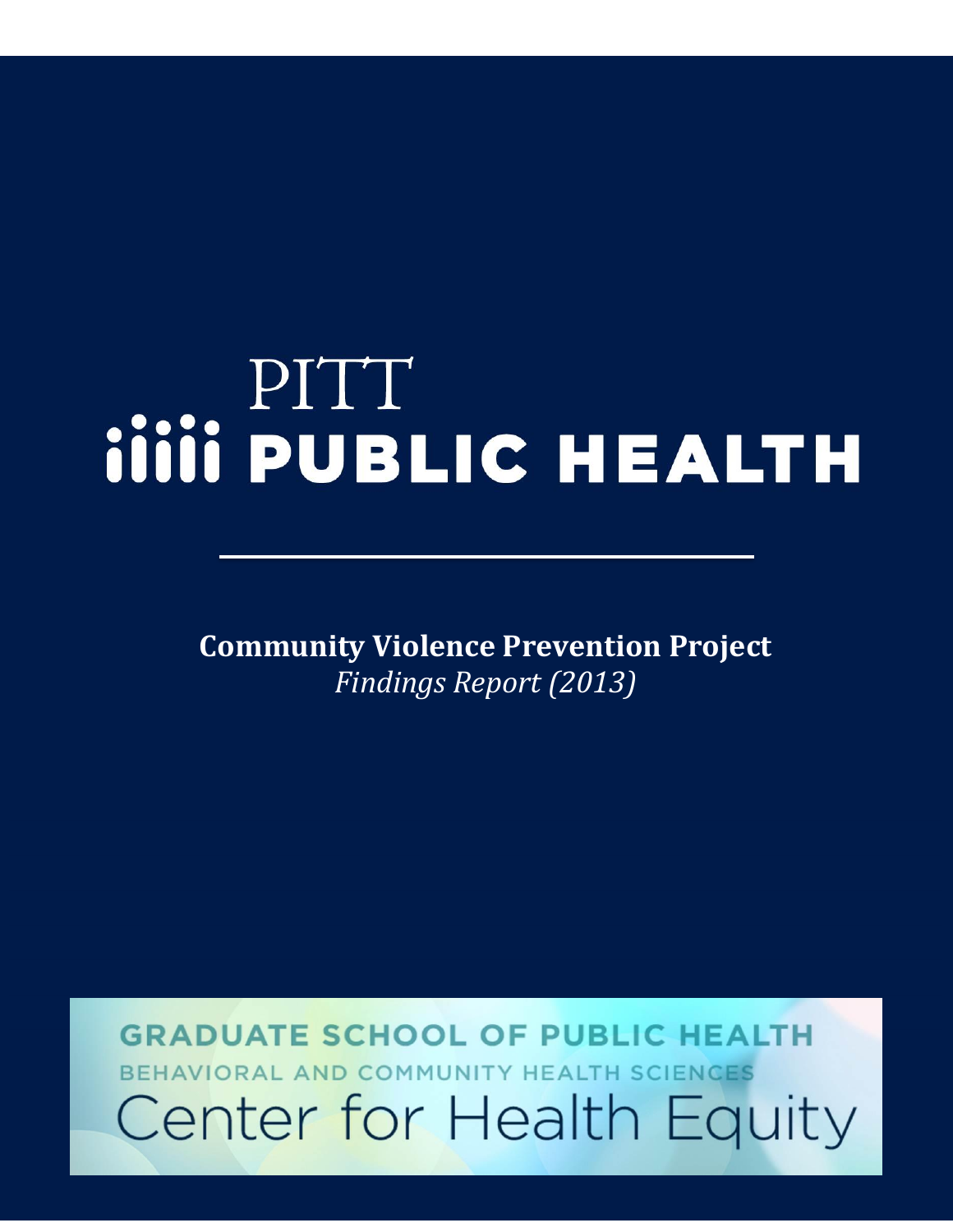PITT

PUBLIC HEALTH

**Community Violence Prevention Project**

*Findings Report (2013)*

GRADUATE SCHOOL OF PUBLIC HEALTH

BEHAVIORAL AND COMMUNITY HEALTH SCIENCES

Center for Health Equity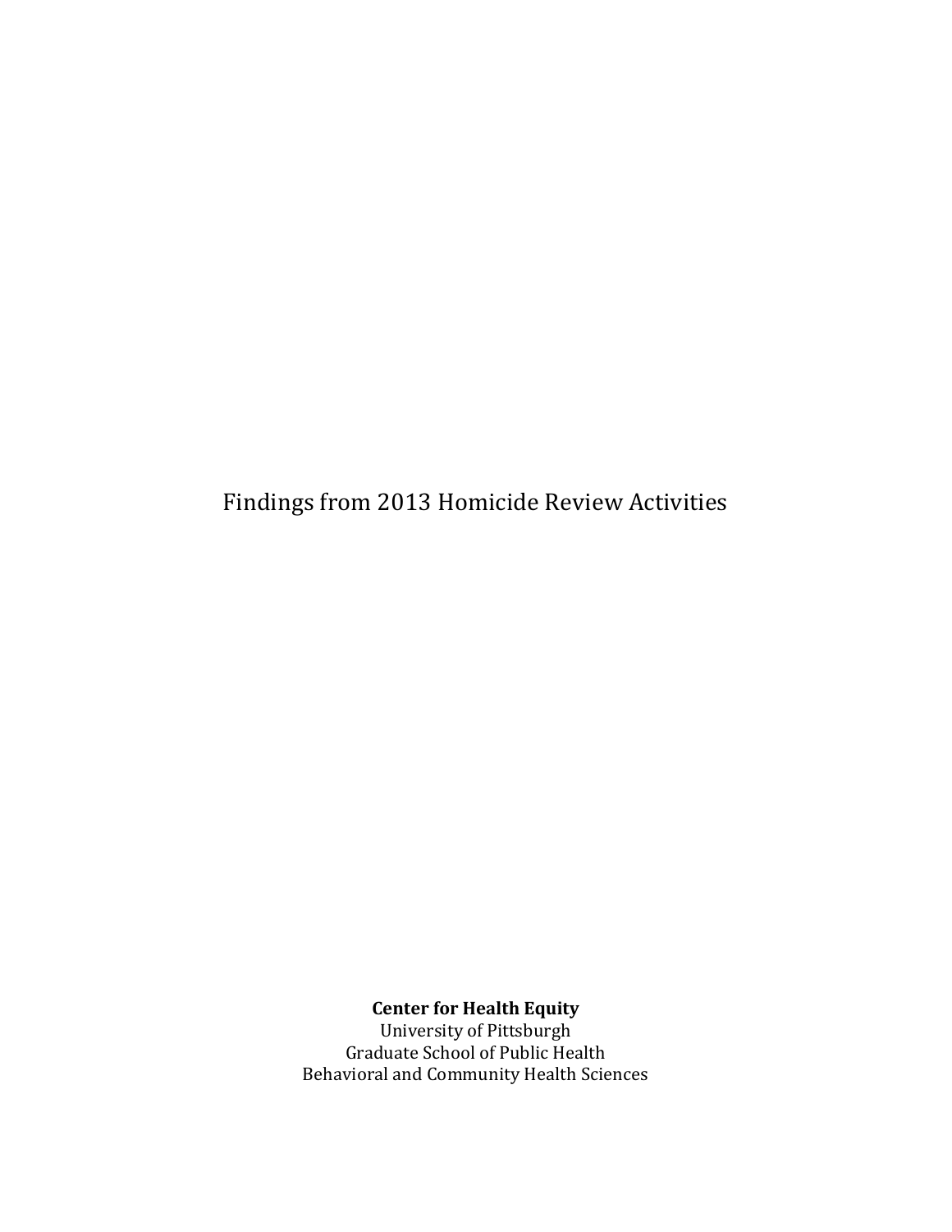# Findings from 2013 Homicide Review Activities

**Center for Health Equity**
University of Pittsburgh
Graduate School of Public Health
Behavioral and Community Health Sciences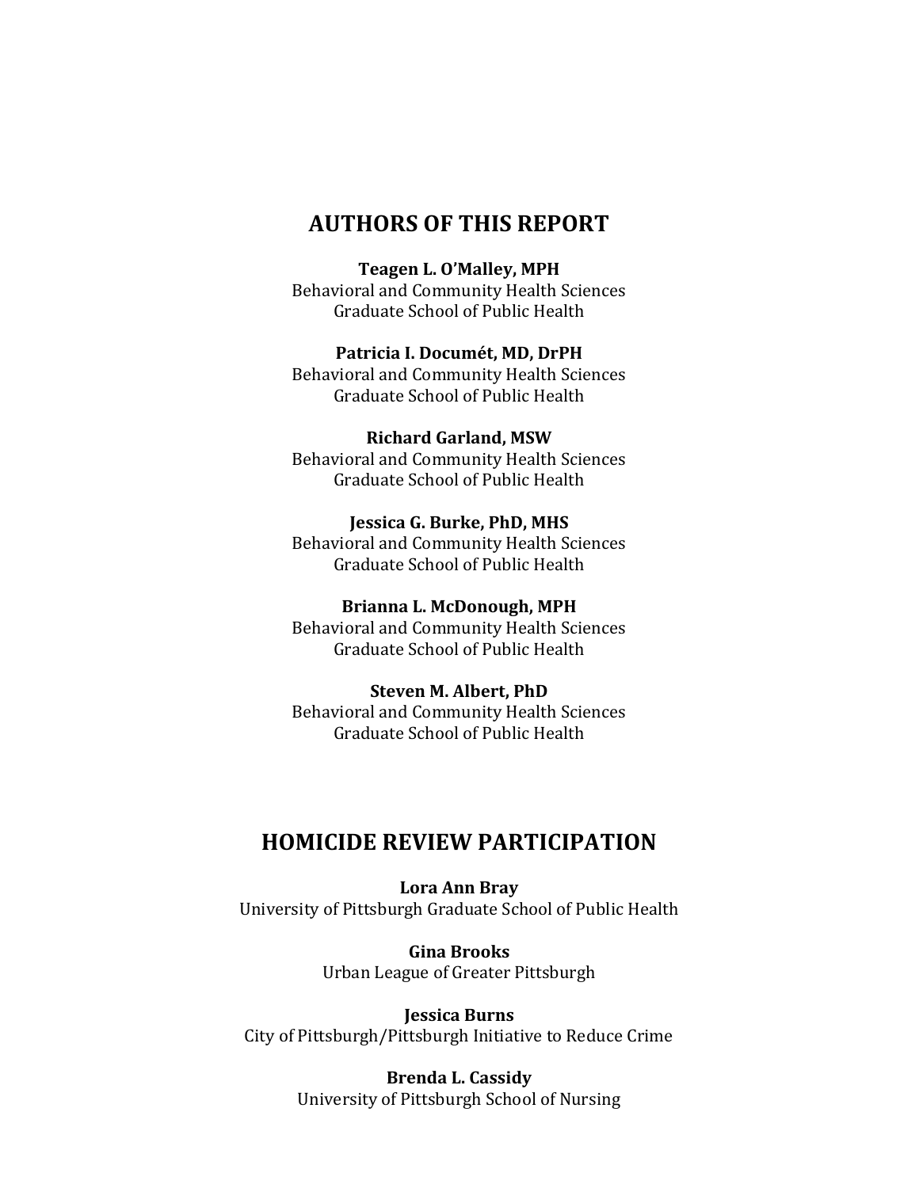## AUTHORS OF THIS REPORT

**Teagen L. O'Malley, MPH**
Behavioral and Community Health Sciences
Graduate School of Public Health

**Patricia I. Documét, MD, DrPH**
Behavioral and Community Health Sciences
Graduate School of Public Health

**Richard Garland, MSW**
Behavioral and Community Health Sciences
Graduate School of Public Health

**Jessica G. Burke, PhD, MHS**
Behavioral and Community Health Sciences
Graduate School of Public Health

**Brianna L. McDonough, MPH**
Behavioral and Community Health Sciences
Graduate School of Public Health

**Steven M. Albert, PhD**
Behavioral and Community Health Sciences
Graduate School of Public Health

## HOMICIDE REVIEW PARTICIPATION

**Lora Ann Bray**
University of Pittsburgh Graduate School of Public Health

**Gina Brooks**
Urban League of Greater Pittsburgh

**Jessica Burns**
City of Pittsburgh/Pittsburgh Initiative to Reduce Crime

**Brenda L. Cassidy**
University of Pittsburgh School of Nursing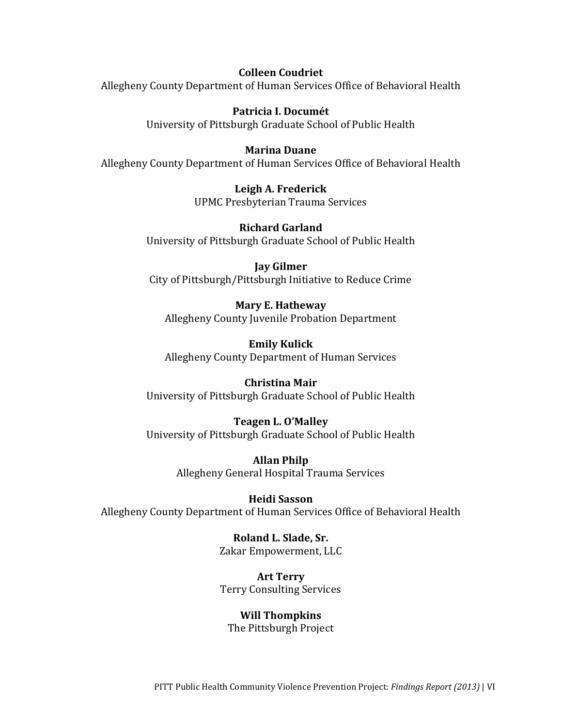**Colleen Coudriet**
Allegheny County Department of Human Services Office of Behavioral Health

**Patricia I. Documét**
University of Pittsburgh Graduate School of Public Health

**Marina Duane**
Allegheny County Department of Human Services Office of Behavioral Health

**Leigh A. Frederick**
UPMC Presbyterian Trauma Services

**Richard Garland**
University of Pittsburgh Graduate School of Public Health

**Jay Gilmer**
City of Pittsburgh/Pittsburgh Initiative to Reduce Crime

**Mary E. Hatheway**
Allegheny County Juvenile Probation Department

**Emily Kulick**
Allegheny County Department of Human Services

**Christina Mair**
University of Pittsburgh Graduate School of Public Health

**Teagen L. O'Malley**
University of Pittsburgh Graduate School of Public Health

**Allan Philp**
Allegheny General Hospital Trauma Services

**Heidi Sasson**
Allegheny County Department of Human Services Office of Behavioral Health

**Roland L. Slade, Sr.**
Zakar Empowerment, LLC

**Art Terry**
Terry Consulting Services

**Will Thompkins**
The Pittsburgh Project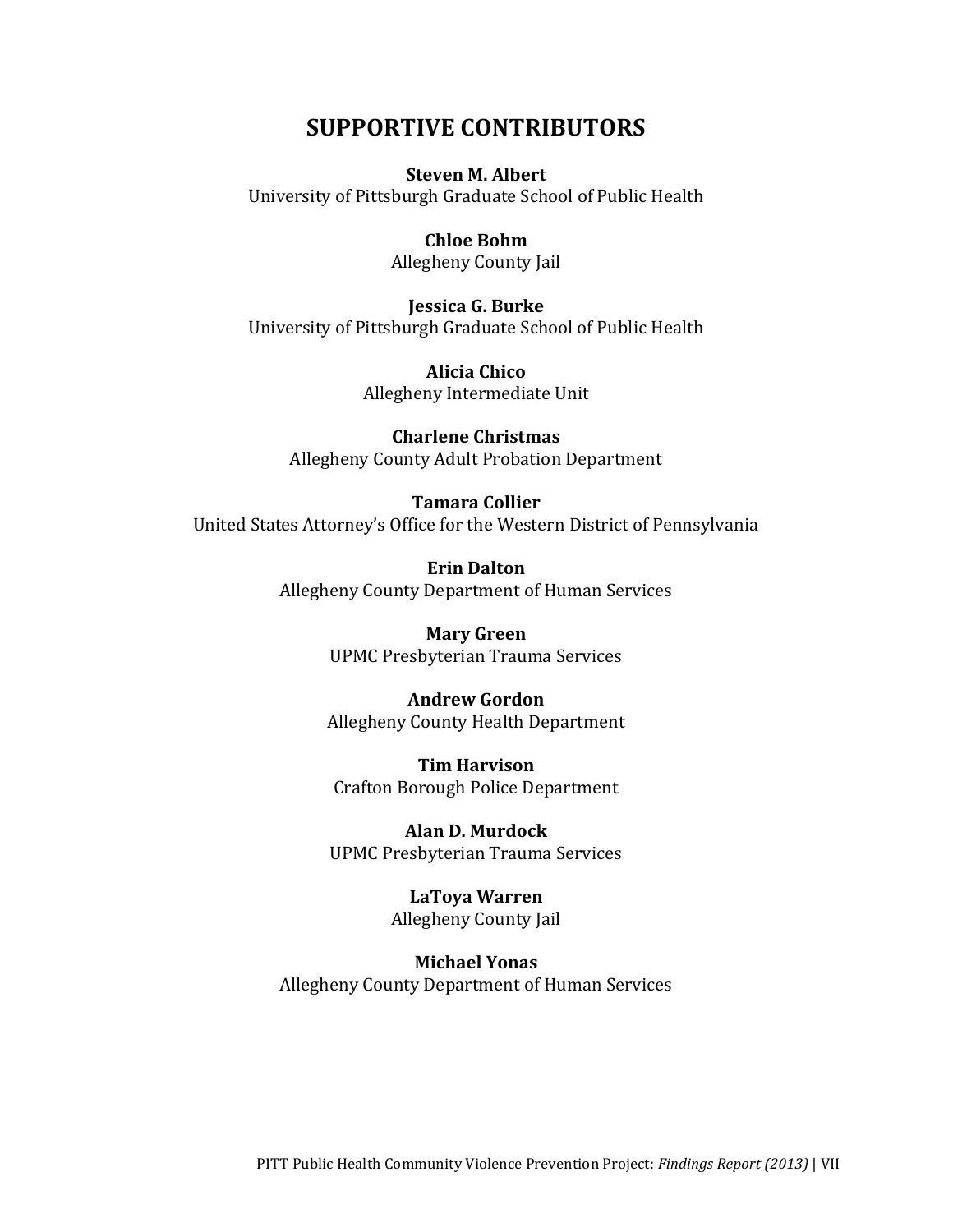# SUPPORTIVE CONTRIBUTORS

**Steven M. Albert**
University of Pittsburgh Graduate School of Public Health

**Chloe Bohm**
Allegheny County Jail

**Jessica G. Burke**
University of Pittsburgh Graduate School of Public Health

**Alicia Chico**
Allegheny Intermediate Unit

**Charlene Christmas**
Allegheny County Adult Probation Department

**Tamara Collier**
United States Attorney's Office for the Western District of Pennsylvania

**Erin Dalton**
Allegheny County Department of Human Services

**Mary Green**
UPMC Presbyterian Trauma Services

**Andrew Gordon**
Allegheny County Health Department

**Tim Harvison**
Crafton Borough Police Department

**Alan D. Murdock**
UPMC Presbyterian Trauma Services

**LaToya Warren**
Allegheny County Jail

**Michael Yonas**
Allegheny County Department of Human Services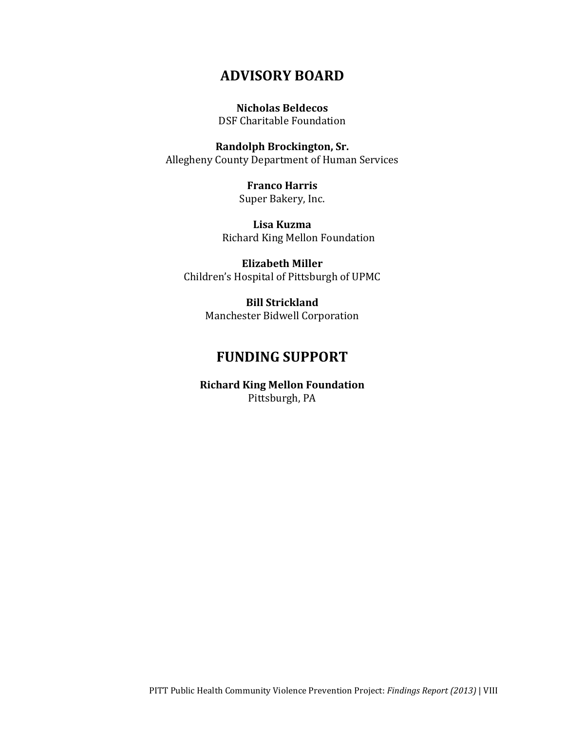## ADVISORY BOARD

**Nicholas Beldecos**
DSF Charitable Foundation

**Randolph Brockington, Sr.**
Allegheny County Department of Human Services

**Franco Harris**
Super Bakery, Inc.

**Lisa Kuzma**
Richard King Mellon Foundation

**Elizabeth Miller**
Children's Hospital of Pittsburgh of UPMC

**Bill Strickland**
Manchester Bidwell Corporation

## FUNDING SUPPORT

**Richard King Mellon Foundation**
Pittsburgh, PA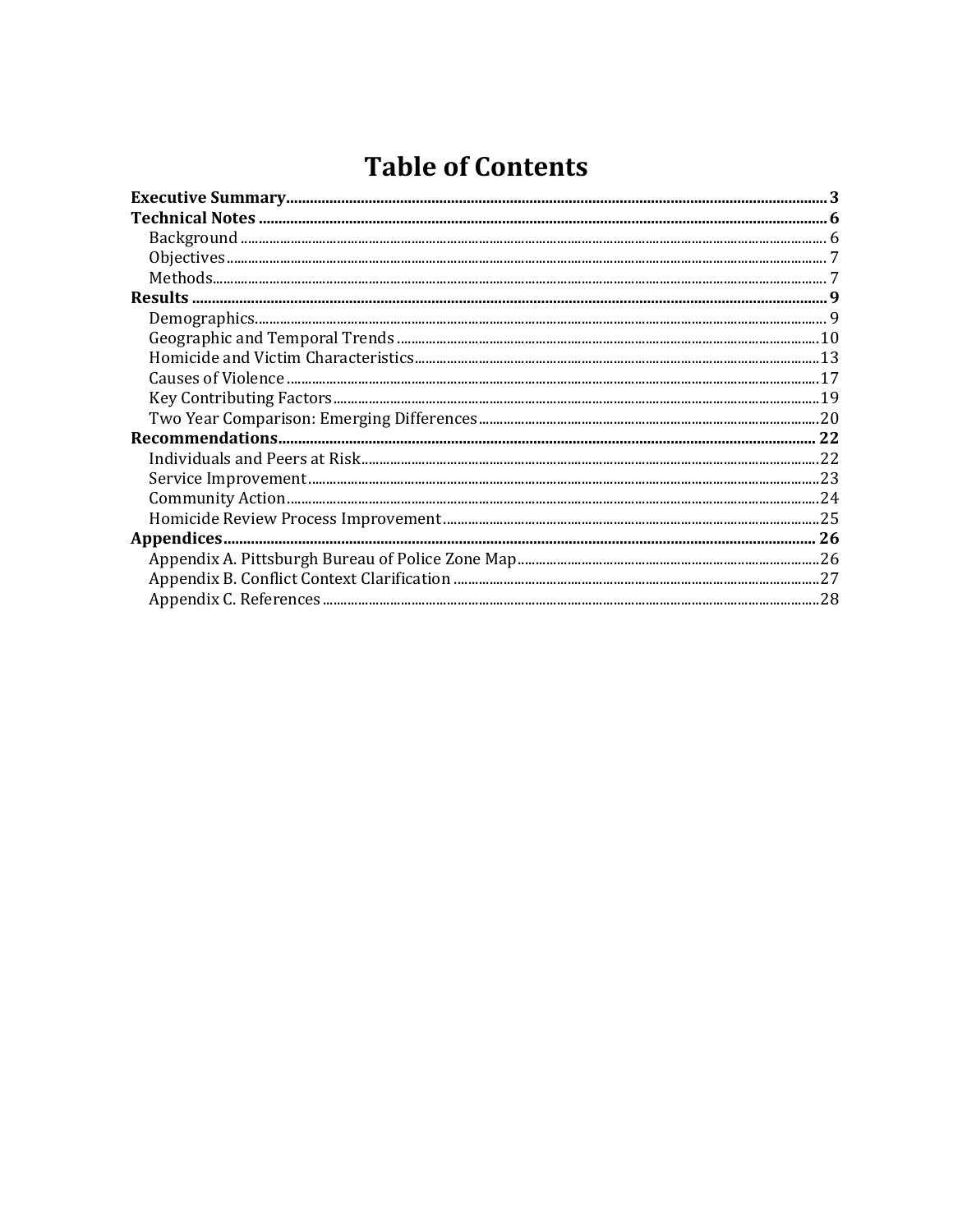# Table of Contents

**Executive Summary** .......... **3**

**Technical Notes** .......... **6**

- Background .......... 6
- Objectives .......... 7
- Methods .......... 7

**Results** .......... **9**

- Demographics .......... 9
- Geographic and Temporal Trends .......... 10
- Homicide and Victim Characteristics .......... 13
- Causes of Violence .......... 17
- Key Contributing Factors .......... 19
- Two Year Comparison: Emerging Differences .......... 20

**Recommendations** .......... **22**

- Individuals and Peers at Risk .......... 22
- Service Improvement .......... 23
- Community Action .......... 24
- Homicide Review Process Improvement .......... 25

**Appendices** .......... **26**

- Appendix A. Pittsburgh Bureau of Police Zone Map .......... 26
- Appendix B. Conflict Context Clarification .......... 27
- Appendix C. References .......... 28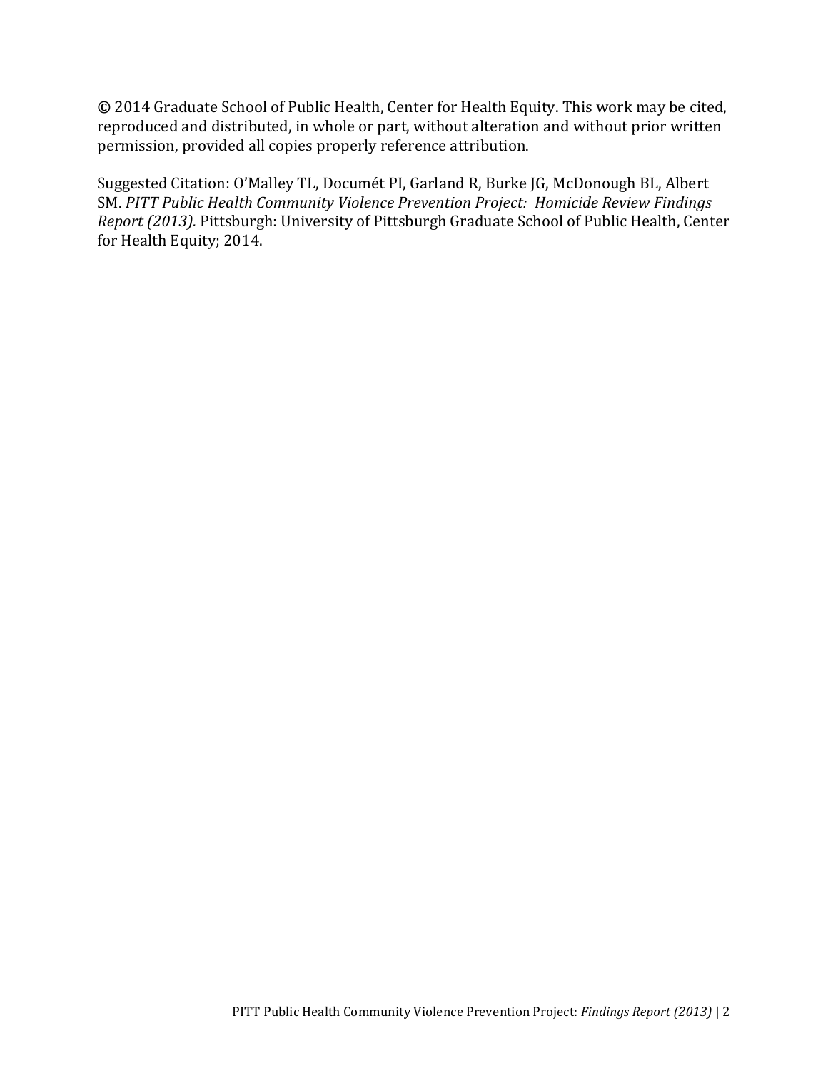© 2014 Graduate School of Public Health, Center for Health Equity. This work may be cited, reproduced and distributed, in whole or part, without alteration and without prior written permission, provided all copies properly reference attribution.

Suggested Citation: O'Malley TL, Documét PI, Garland R, Burke JG, McDonough BL, Albert SM. *PITT Public Health Community Violence Prevention Project: Homicide Review Findings Report (2013).* Pittsburgh: University of Pittsburgh Graduate School of Public Health, Center for Health Equity; 2014.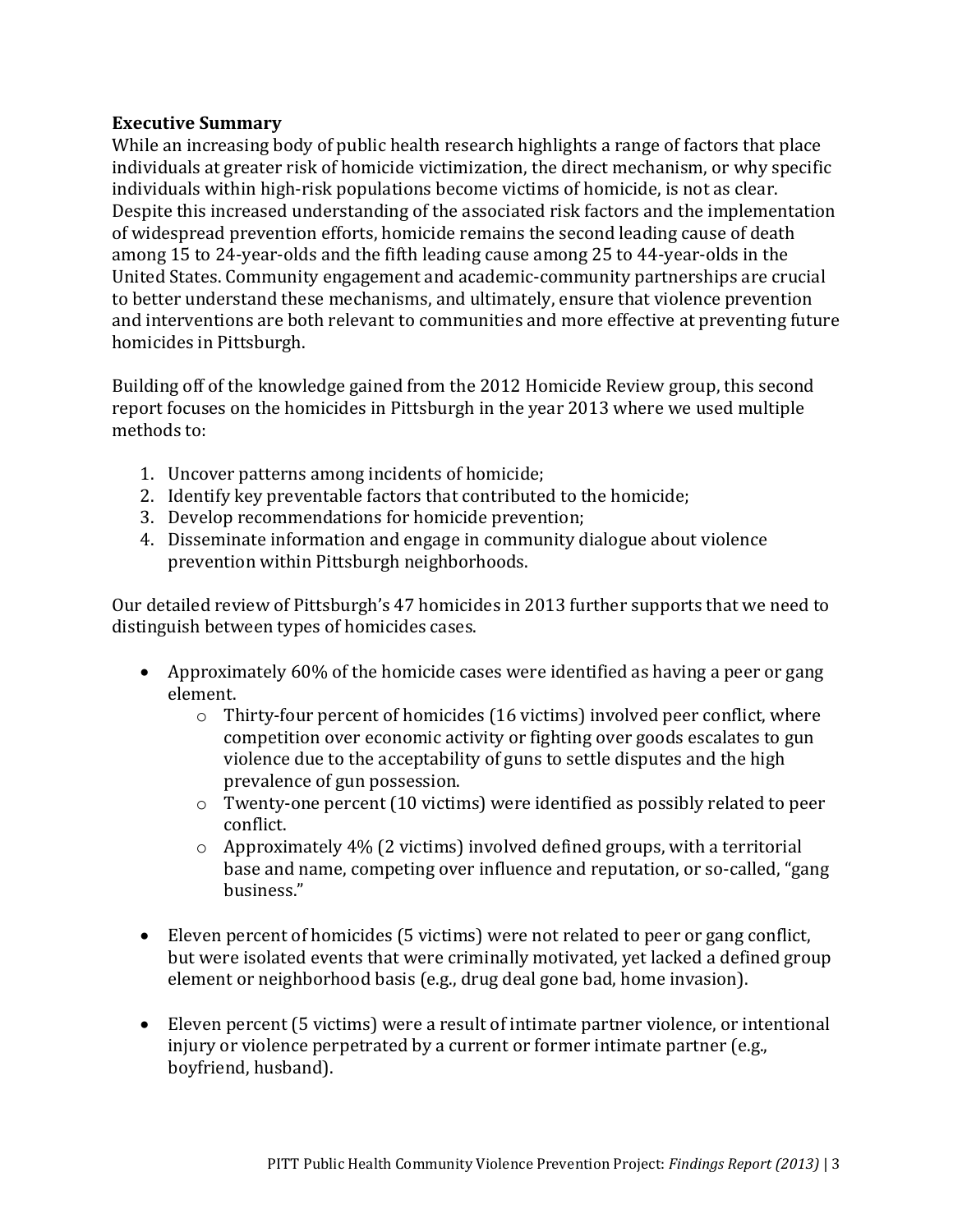**Executive Summary**

While an increasing body of public health research highlights a range of factors that place individuals at greater risk of homicide victimization, the direct mechanism, or why specific individuals within high-risk populations become victims of homicide, is not as clear. Despite this increased understanding of the associated risk factors and the implementation of widespread prevention efforts, homicide remains the second leading cause of death among 15 to 24-year-olds and the fifth leading cause among 25 to 44-year-olds in the United States. Community engagement and academic-community partnerships are crucial to better understand these mechanisms, and ultimately, ensure that violence prevention and interventions are both relevant to communities and more effective at preventing future homicides in Pittsburgh.

Building off of the knowledge gained from the 2012 Homicide Review group, this second report focuses on the homicides in Pittsburgh in the year 2013 where we used multiple methods to:

1. Uncover patterns among incidents of homicide;
2. Identify key preventable factors that contributed to the homicide;
3. Develop recommendations for homicide prevention;
4. Disseminate information and engage in community dialogue about violence prevention within Pittsburgh neighborhoods.

Our detailed review of Pittsburgh's 47 homicides in 2013 further supports that we need to distinguish between types of homicides cases.

- Approximately 60% of the homicide cases were identified as having a peer or gang element.
  - Thirty-four percent of homicides (16 victims) involved peer conflict, where competition over economic activity or fighting over goods escalates to gun violence due to the acceptability of guns to settle disputes and the high prevalence of gun possession.
  - Twenty-one percent (10 victims) were identified as possibly related to peer conflict.
  - Approximately 4% (2 victims) involved defined groups, with a territorial base and name, competing over influence and reputation, or so-called, "gang business."
- Eleven percent of homicides (5 victims) were not related to peer or gang conflict, but were isolated events that were criminally motivated, yet lacked a defined group element or neighborhood basis (e.g., drug deal gone bad, home invasion).
- Eleven percent (5 victims) were a result of intimate partner violence, or intentional injury or violence perpetrated by a current or former intimate partner (e.g., boyfriend, husband).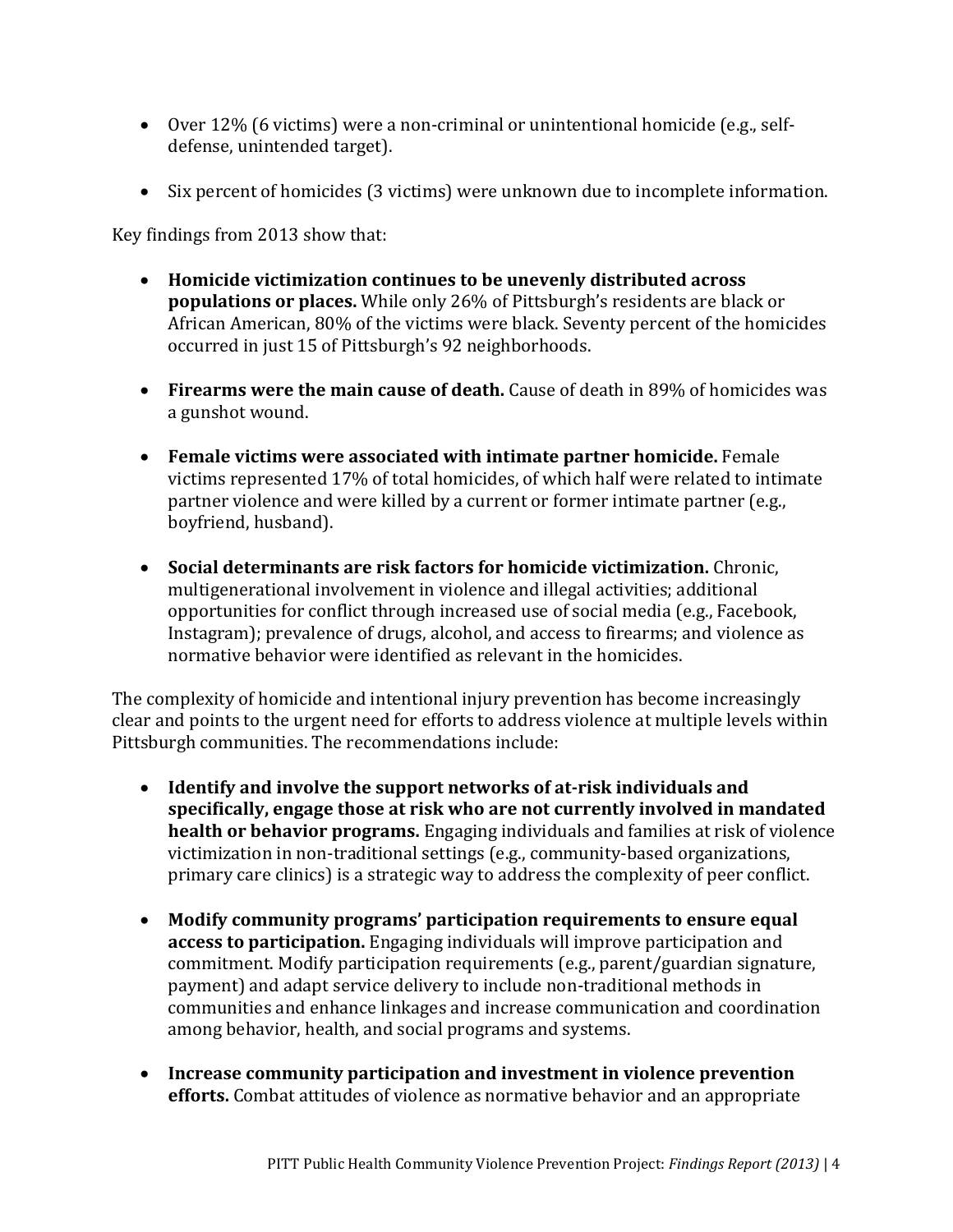- Over 12% (6 victims) were a non-criminal or unintentional homicide (e.g., self-defense, unintended target).

- Six percent of homicides (3 victims) were unknown due to incomplete information.

Key findings from 2013 show that:

- **Homicide victimization continues to be unevenly distributed across populations or places.** While only 26% of Pittsburgh's residents are black or African American, 80% of the victims were black. Seventy percent of the homicides occurred in just 15 of Pittsburgh's 92 neighborhoods.

- **Firearms were the main cause of death.** Cause of death in 89% of homicides was a gunshot wound.

- **Female victims were associated with intimate partner homicide.** Female victims represented 17% of total homicides, of which half were related to intimate partner violence and were killed by a current or former intimate partner (e.g., boyfriend, husband).

- **Social determinants are risk factors for homicide victimization.** Chronic, multigenerational involvement in violence and illegal activities; additional opportunities for conflict through increased use of social media (e.g., Facebook, Instagram); prevalence of drugs, alcohol, and access to firearms; and violence as normative behavior were identified as relevant in the homicides.

The complexity of homicide and intentional injury prevention has become increasingly clear and points to the urgent need for efforts to address violence at multiple levels within Pittsburgh communities. The recommendations include:

- **Identify and involve the support networks of at-risk individuals and specifically, engage those at risk who are not currently involved in mandated health or behavior programs.** Engaging individuals and families at risk of violence victimization in non-traditional settings (e.g., community-based organizations, primary care clinics) is a strategic way to address the complexity of peer conflict.

- **Modify community programs' participation requirements to ensure equal access to participation.** Engaging individuals will improve participation and commitment. Modify participation requirements (e.g., parent/guardian signature, payment) and adapt service delivery to include non-traditional methods in communities and enhance linkages and increase communication and coordination among behavior, health, and social programs and systems.

- **Increase community participation and investment in violence prevention efforts.** Combat attitudes of violence as normative behavior and an appropriate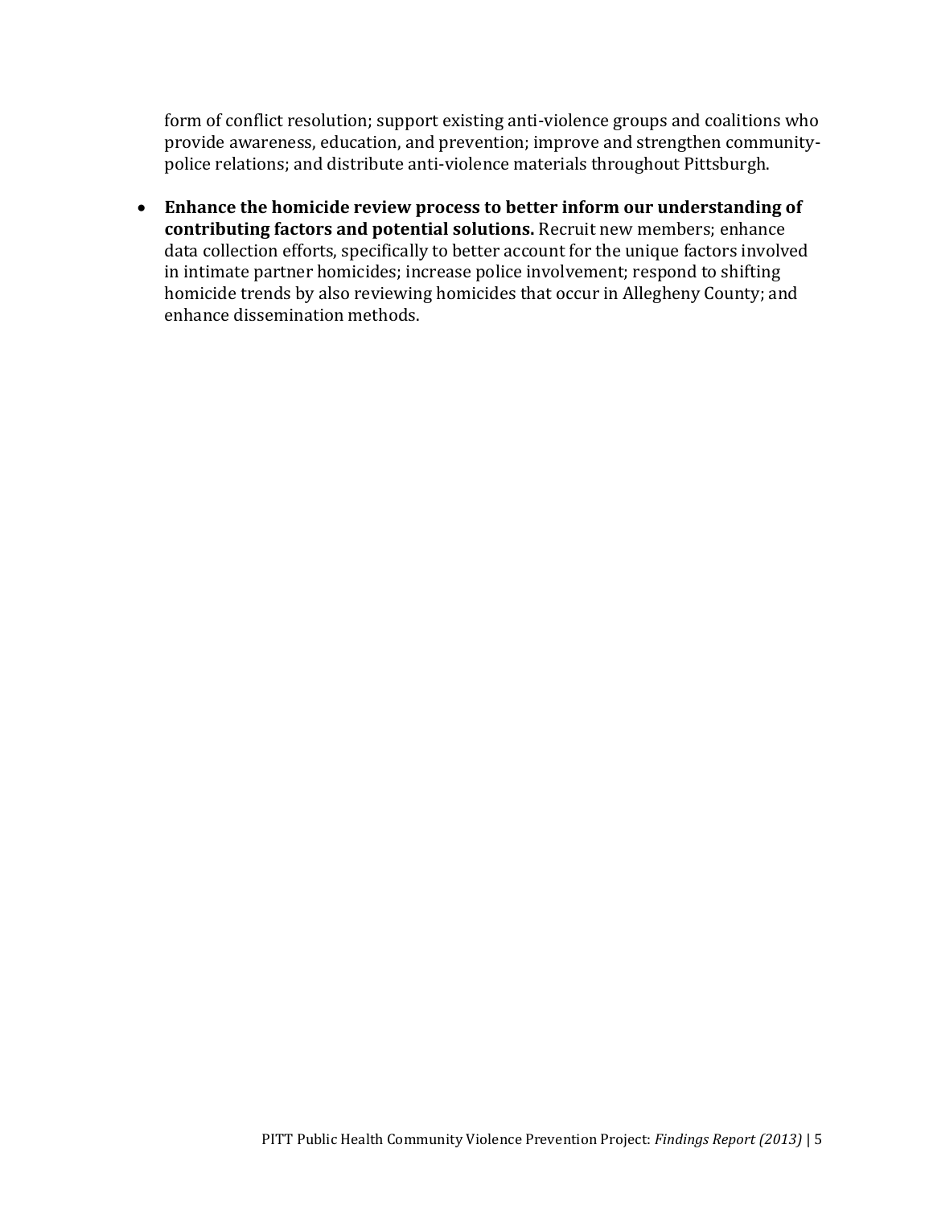form of conflict resolution; support existing anti-violence groups and coalitions who provide awareness, education, and prevention; improve and strengthen community-police relations; and distribute anti-violence materials throughout Pittsburgh.

- **Enhance the homicide review process to better inform our understanding of contributing factors and potential solutions.** Recruit new members; enhance data collection efforts, specifically to better account for the unique factors involved in intimate partner homicides; increase police involvement; respond to shifting homicide trends by also reviewing homicides that occur in Allegheny County; and enhance dissemination methods.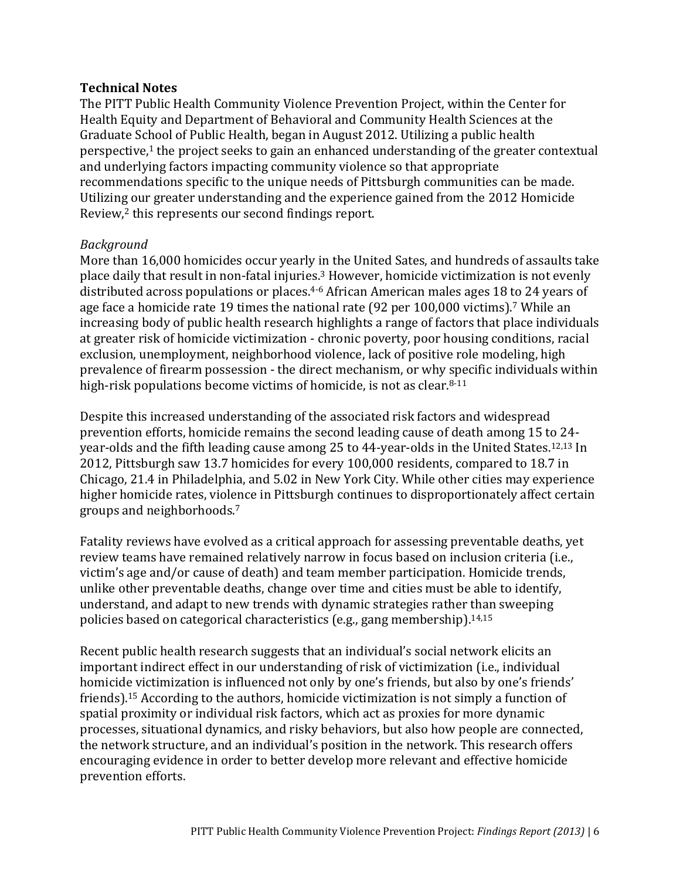## Technical Notes

The PITT Public Health Community Violence Prevention Project, within the Center for Health Equity and Department of Behavioral and Community Health Sciences at the Graduate School of Public Health, began in August 2012. Utilizing a public health perspective,[1] the project seeks to gain an enhanced understanding of the greater contextual and underlying factors impacting community violence so that appropriate recommendations specific to the unique needs of Pittsburgh communities can be made. Utilizing our greater understanding and the experience gained from the 2012 Homicide Review,[2] this represents our second findings report.

*Background*

More than 16,000 homicides occur yearly in the United Sates, and hundreds of assaults take place daily that result in non-fatal injuries.[3] However, homicide victimization is not evenly distributed across populations or places.[4-6] African American males ages 18 to 24 years of age face a homicide rate 19 times the national rate (92 per 100,000 victims).[7] While an increasing body of public health research highlights a range of factors that place individuals at greater risk of homicide victimization - chronic poverty, poor housing conditions, racial exclusion, unemployment, neighborhood violence, lack of positive role modeling, high prevalence of firearm possession - the direct mechanism, or why specific individuals within high-risk populations become victims of homicide, is not as clear.[8-11]

Despite this increased understanding of the associated risk factors and widespread prevention efforts, homicide remains the second leading cause of death among 15 to 24-year-olds and the fifth leading cause among 25 to 44-year-olds in the United States.[12,13] In 2012, Pittsburgh saw 13.7 homicides for every 100,000 residents, compared to 18.7 in Chicago, 21.4 in Philadelphia, and 5.02 in New York City. While other cities may experience higher homicide rates, violence in Pittsburgh continues to disproportionately affect certain groups and neighborhoods.[7]

Fatality reviews have evolved as a critical approach for assessing preventable deaths, yet review teams have remained relatively narrow in focus based on inclusion criteria (i.e., victim's age and/or cause of death) and team member participation. Homicide trends, unlike other preventable deaths, change over time and cities must be able to identify, understand, and adapt to new trends with dynamic strategies rather than sweeping policies based on categorical characteristics (e.g., gang membership).[14,15]

Recent public health research suggests that an individual's social network elicits an important indirect effect in our understanding of risk of victimization (i.e., individual homicide victimization is influenced not only by one's friends, but also by one's friends' friends).[15] According to the authors, homicide victimization is not simply a function of spatial proximity or individual risk factors, which act as proxies for more dynamic processes, situational dynamics, and risky behaviors, but also how people are connected, the network structure, and an individual's position in the network. This research offers encouraging evidence in order to better develop more relevant and effective homicide prevention efforts.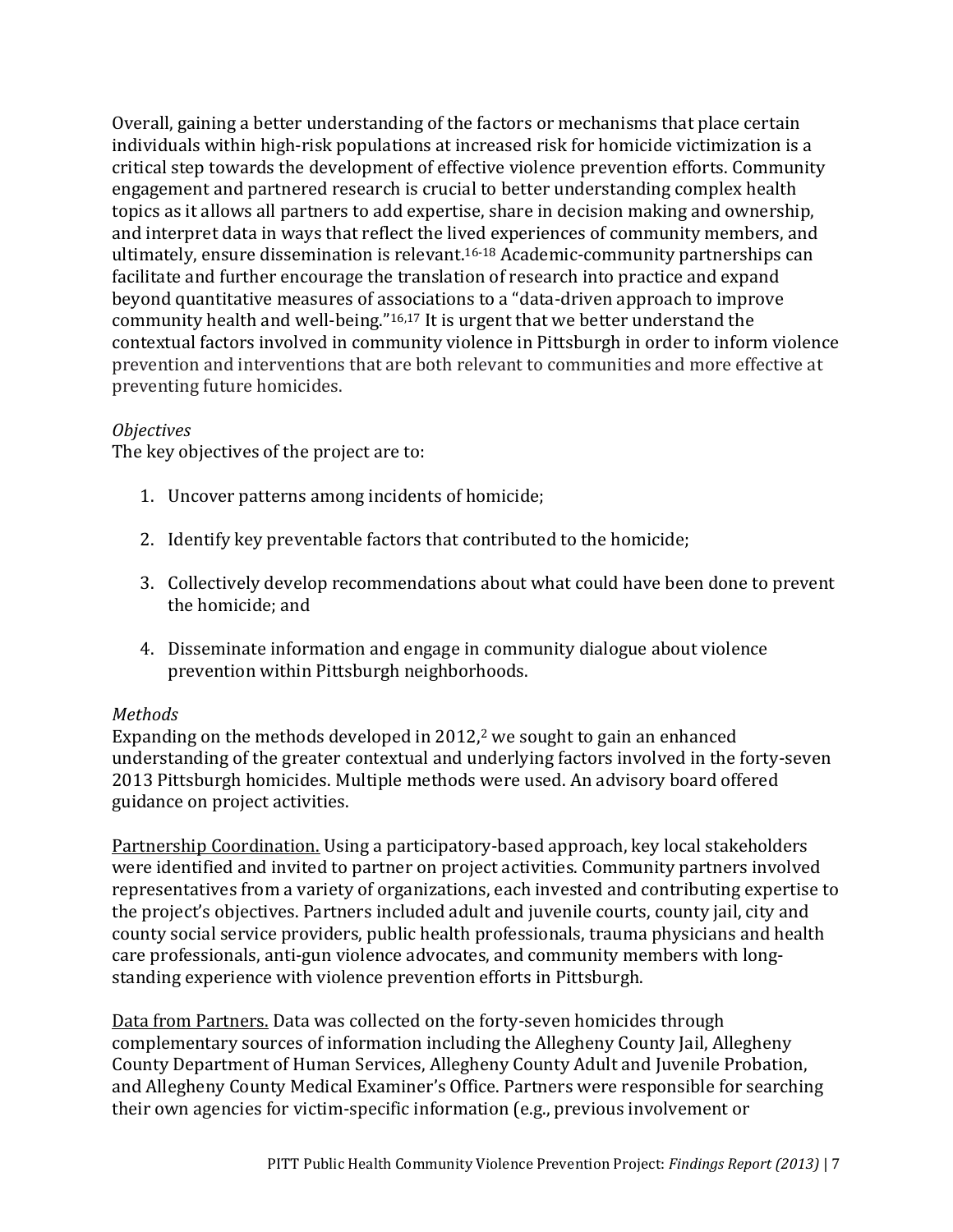Overall, gaining a better understanding of the factors or mechanisms that place certain individuals within high-risk populations at increased risk for homicide victimization is a critical step towards the development of effective violence prevention efforts. Community engagement and partnered research is crucial to better understanding complex health topics as it allows all partners to add expertise, share in decision making and ownership, and interpret data in ways that reflect the lived experiences of community members, and ultimately, ensure dissemination is relevant.[16-18] Academic-community partnerships can facilitate and further encourage the translation of research into practice and expand beyond quantitative measures of associations to a "data-driven approach to improve community health and well-being."[16,17] It is urgent that we better understand the contextual factors involved in community violence in Pittsburgh in order to inform violence prevention and interventions that are both relevant to communities and more effective at preventing future homicides.

*Objectives*

The key objectives of the project are to:

1. Uncover patterns among incidents of homicide;
2. Identify key preventable factors that contributed to the homicide;
3. Collectively develop recommendations about what could have been done to prevent the homicide; and
4. Disseminate information and engage in community dialogue about violence prevention within Pittsburgh neighborhoods.

*Methods*

Expanding on the methods developed in 2012,[2] we sought to gain an enhanced understanding of the greater contextual and underlying factors involved in the forty-seven 2013 Pittsburgh homicides. Multiple methods were used. An advisory board offered guidance on project activities.

Partnership Coordination. Using a participatory-based approach, key local stakeholders were identified and invited to partner on project activities. Community partners involved representatives from a variety of organizations, each invested and contributing expertise to the project's objectives. Partners included adult and juvenile courts, county jail, city and county social service providers, public health professionals, trauma physicians and health care professionals, anti-gun violence advocates, and community members with long-standing experience with violence prevention efforts in Pittsburgh.

Data from Partners. Data was collected on the forty-seven homicides through complementary sources of information including the Allegheny County Jail, Allegheny County Department of Human Services, Allegheny County Adult and Juvenile Probation, and Allegheny County Medical Examiner's Office. Partners were responsible for searching their own agencies for victim-specific information (e.g., previous involvement or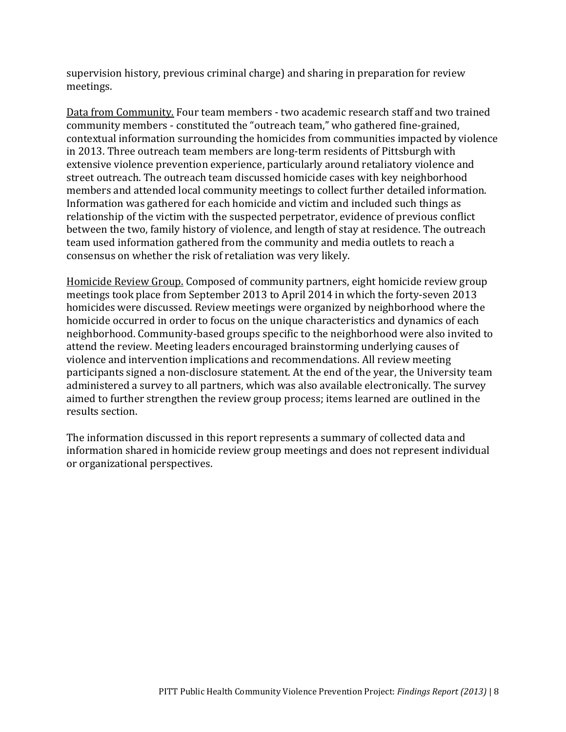supervision history, previous criminal charge) and sharing in preparation for review meetings.

<u>Data from Community.</u> Four team members - two academic research staff and two trained community members - constituted the "outreach team," who gathered fine-grained, contextual information surrounding the homicides from communities impacted by violence in 2013. Three outreach team members are long-term residents of Pittsburgh with extensive violence prevention experience, particularly around retaliatory violence and street outreach. The outreach team discussed homicide cases with key neighborhood members and attended local community meetings to collect further detailed information. Information was gathered for each homicide and victim and included such things as relationship of the victim with the suspected perpetrator, evidence of previous conflict between the two, family history of violence, and length of stay at residence. The outreach team used information gathered from the community and media outlets to reach a consensus on whether the risk of retaliation was very likely.

<u>Homicide Review Group.</u> Composed of community partners, eight homicide review group meetings took place from September 2013 to April 2014 in which the forty-seven 2013 homicides were discussed. Review meetings were organized by neighborhood where the homicide occurred in order to focus on the unique characteristics and dynamics of each neighborhood. Community-based groups specific to the neighborhood were also invited to attend the review. Meeting leaders encouraged brainstorming underlying causes of violence and intervention implications and recommendations. All review meeting participants signed a non-disclosure statement. At the end of the year, the University team administered a survey to all partners, which was also available electronically. The survey aimed to further strengthen the review group process; items learned are outlined in the results section.

The information discussed in this report represents a summary of collected data and information shared in homicide review group meetings and does not represent individual or organizational perspectives.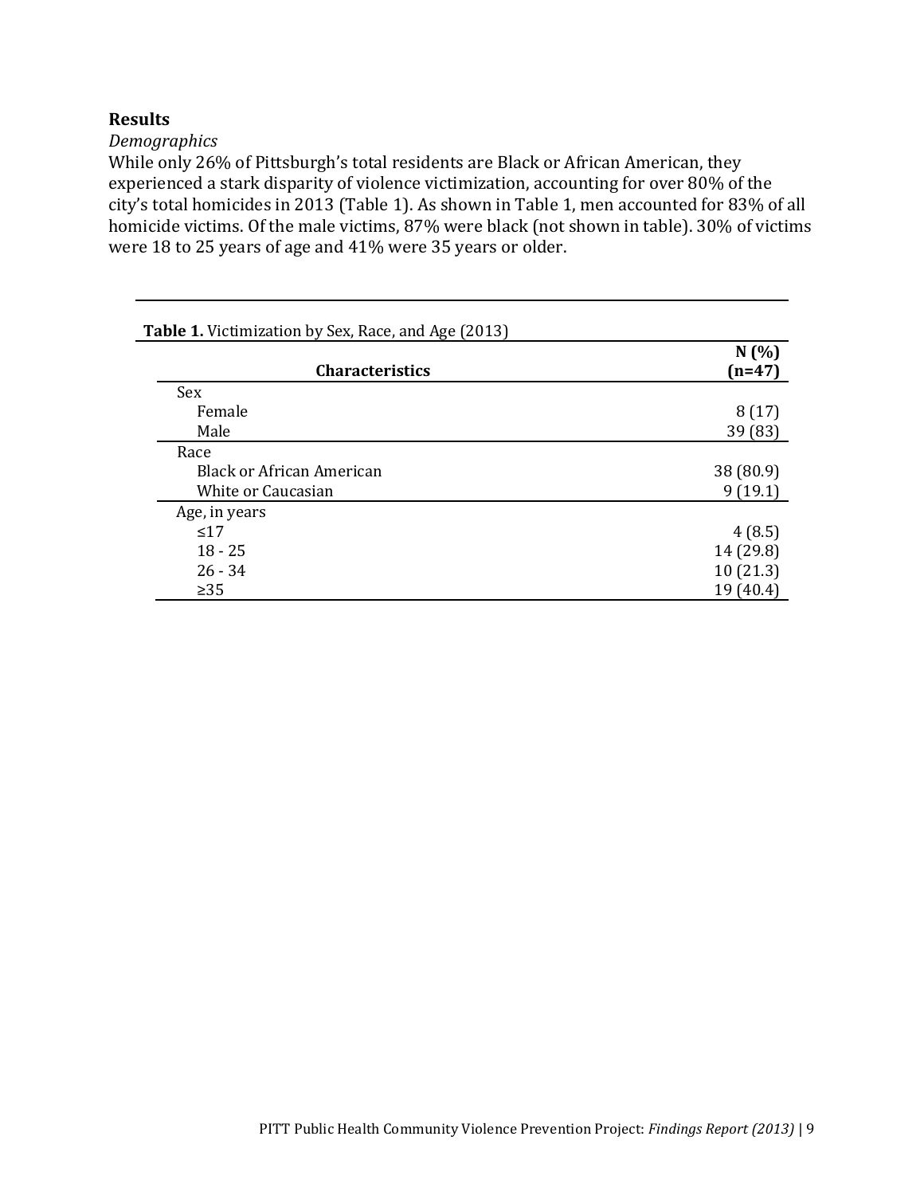## Results

*Demographics*

While only 26% of Pittsburgh's total residents are Black or African American, they experienced a stark disparity of violence victimization, accounting for over 80% of the city's total homicides in 2013 (Table 1). As shown in Table 1, men accounted for 83% of all homicide victims. Of the male victims, 87% were black (not shown in table). 30% of victims were 18 to 25 years of age and 41% were 35 years or older.

**Table 1.** Victimization by Sex, Race, and Age (2013)

| **Characteristics** | **N (%) (n=47)** |
|---|---|
| Sex | |
| Female | 8 (17) |
| Male | 39 (83) |
| Race | |
| Black or African American | 38 (80.9) |
| White or Caucasian | 9 (19.1) |
| Age, in years | |
| ≤17 | 4 (8.5) |
| 18 - 25 | 14 (29.8) |
| 26 - 34 | 10 (21.3) |
| ≥35 | 19 (40.4) |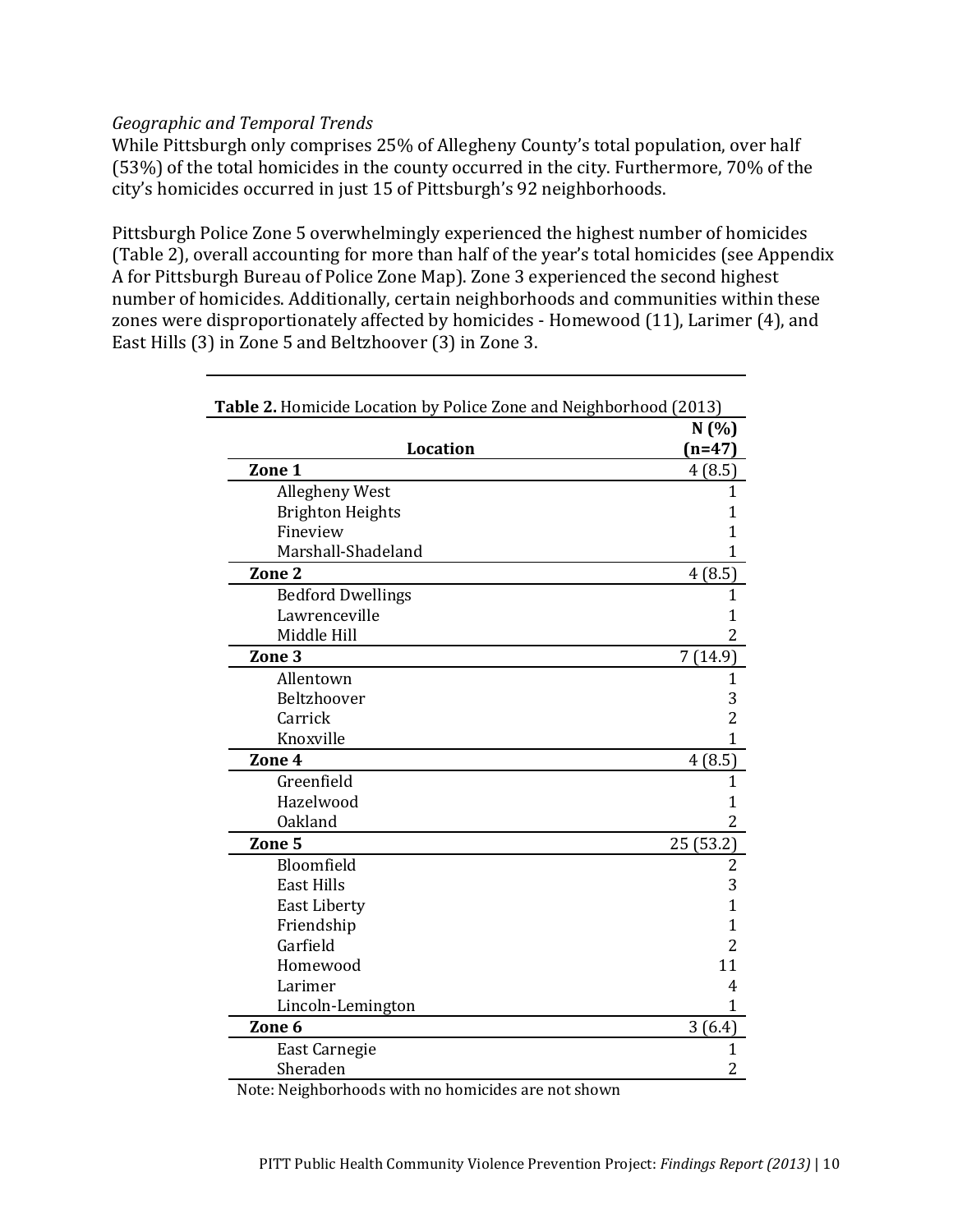*Geographic and Temporal Trends*

While Pittsburgh only comprises 25% of Allegheny County's total population, over half (53%) of the total homicides in the county occurred in the city. Furthermore, 70% of the city's homicides occurred in just 15 of Pittsburgh's 92 neighborhoods.

Pittsburgh Police Zone 5 overwhelmingly experienced the highest number of homicides (Table 2), overall accounting for more than half of the year's total homicides (see Appendix A for Pittsburgh Bureau of Police Zone Map). Zone 3 experienced the second highest number of homicides. Additionally, certain neighborhoods and communities within these zones were disproportionately affected by homicides - Homewood (11), Larimer (4), and East Hills (3) in Zone 5 and Beltzhoover (3) in Zone 3.

**Table 2.** Homicide Location by Police Zone and Neighborhood (2013)

| Location | N (%) (n=47) |
|---|---|
| **Zone 1** | 4 (8.5) |
| Allegheny West | 1 |
| Brighton Heights | 1 |
| Fineview | 1 |
| Marshall-Shadeland | 1 |
| **Zone 2** | 4 (8.5) |
| Bedford Dwellings | 1 |
| Lawrenceville | 1 |
| Middle Hill | 2 |
| **Zone 3** | 7 (14.9) |
| Allentown | 1 |
| Beltzhoover | 3 |
| Carrick | 2 |
| Knoxville | 1 |
| **Zone 4** | 4 (8.5) |
| Greenfield | 1 |
| Hazelwood | 1 |
| Oakland | 2 |
| **Zone 5** | 25 (53.2) |
| Bloomfield | 2 |
| East Hills | 3 |
| East Liberty | 1 |
| Friendship | 1 |
| Garfield | 2 |
| Homewood | 11 |
| Larimer | 4 |
| Lincoln-Lemington | 1 |
| **Zone 6** | 3 (6.4) |
| East Carnegie | 1 |
| Sheraden | 2 |

Note: Neighborhoods with no homicides are not shown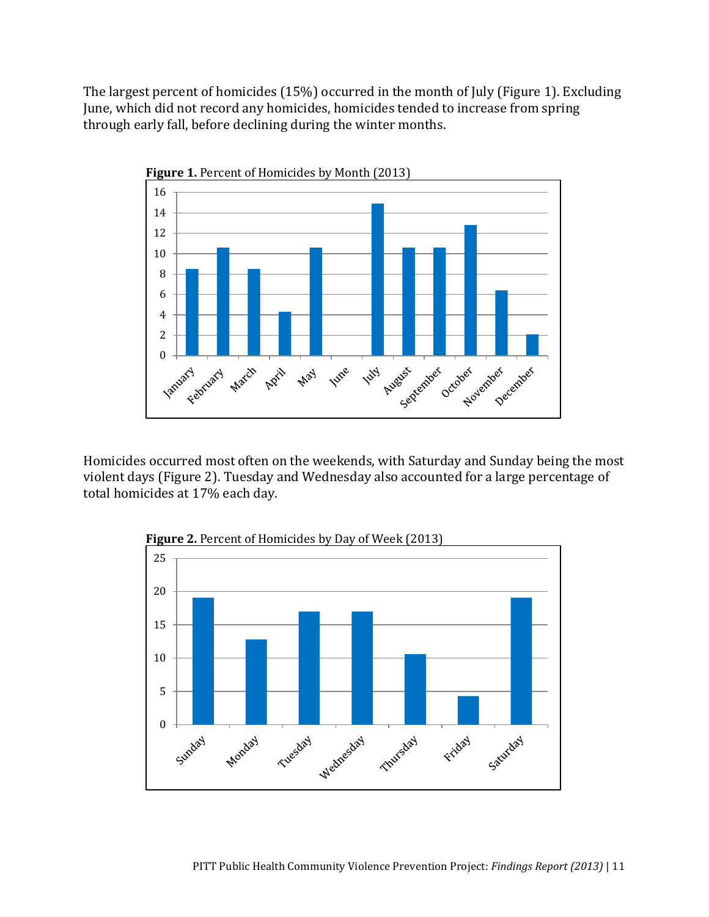The largest percent of homicides (15%) occurred in the month of July (Figure 1). Excluding June, which did not record any homicides, homicides tended to increase from spring through early fall, before declining during the winter months.

**Figure 1.** Percent of Homicides by Month (2013)

Homicides occurred most often on the weekends, with Saturday and Sunday being the most violent days (Figure 2). Tuesday and Wednesday also accounted for a large percentage of total homicides at 17% each day.

**Figure 2.** Percent of Homicides by Day of Week (2013)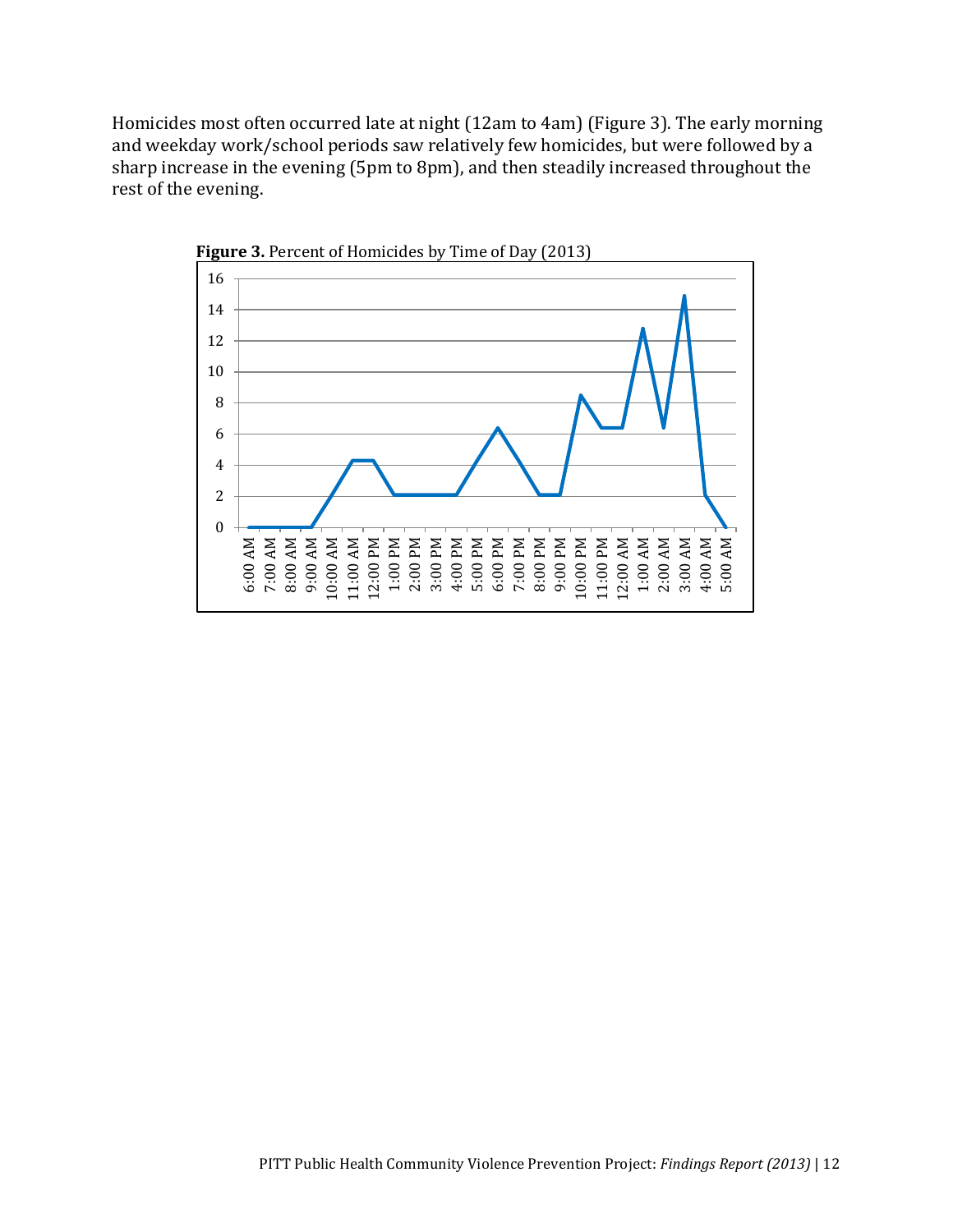Homicides most often occurred late at night (12am to 4am) (Figure 3). The early morning and weekday work/school periods saw relatively few homicides, but were followed by a sharp increase in the evening (5pm to 8pm), and then steadily increased throughout the rest of the evening.

**Figure 3.** Percent of Homicides by Time of Day (2013)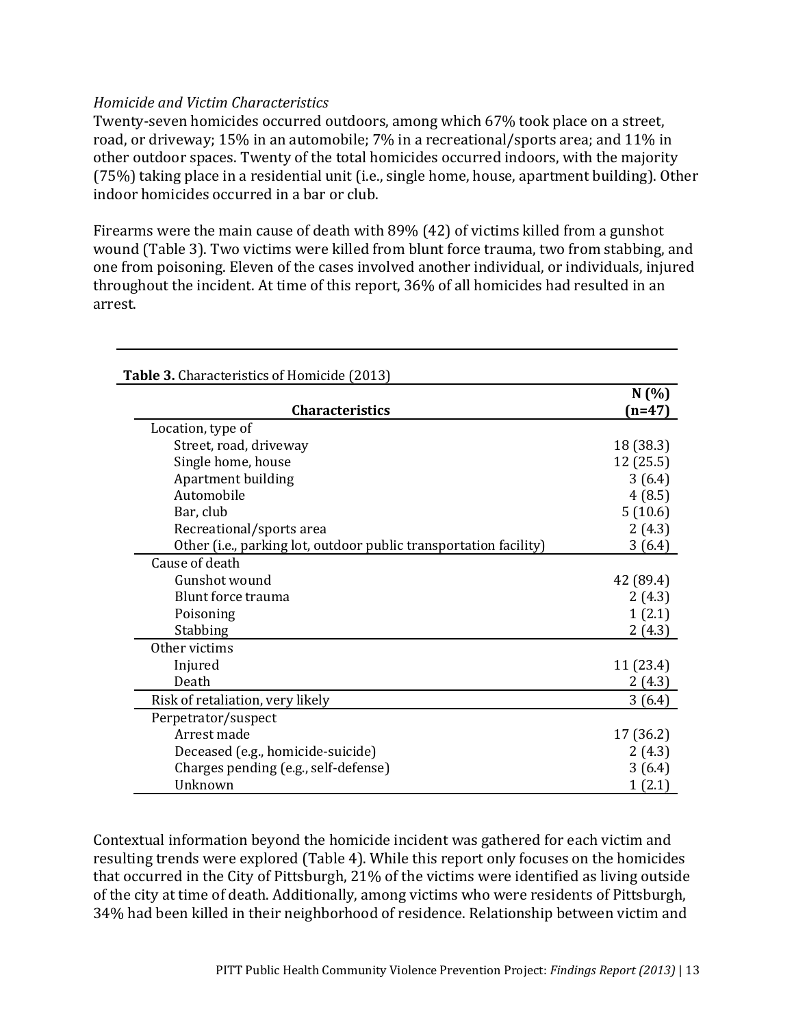*Homicide and Victim Characteristics*

Twenty-seven homicides occurred outdoors, among which 67% took place on a street, road, or driveway; 15% in an automobile; 7% in a recreational/sports area; and 11% in other outdoor spaces. Twenty of the total homicides occurred indoors, with the majority (75%) taking place in a residential unit (i.e., single home, house, apartment building). Other indoor homicides occurred in a bar or club.

Firearms were the main cause of death with 89% (42) of victims killed from a gunshot wound (Table 3). Two victims were killed from blunt force trauma, two from stabbing, and one from poisoning. Eleven of the cases involved another individual, or individuals, injured throughout the incident. At time of this report, 36% of all homicides had resulted in an arrest.

**Table 3.** Characteristics of Homicide (2013)

| Characteristics | N (%) (n=47) |
|---|---|
| Location, type of | |
| Street, road, driveway | 18 (38.3) |
| Single home, house | 12 (25.5) |
| Apartment building | 3 (6.4) |
| Automobile | 4 (8.5) |
| Bar, club | 5 (10.6) |
| Recreational/sports area | 2 (4.3) |
| Other (i.e., parking lot, outdoor public transportation facility) | 3 (6.4) |
| Cause of death | |
| Gunshot wound | 42 (89.4) |
| Blunt force trauma | 2 (4.3) |
| Poisoning | 1 (2.1) |
| Stabbing | 2 (4.3) |
| Other victims | |
| Injured | 11 (23.4) |
| Death | 2 (4.3) |
| Risk of retaliation, very likely | 3 (6.4) |
| Perpetrator/suspect | |
| Arrest made | 17 (36.2) |
| Deceased (e.g., homicide-suicide) | 2 (4.3) |
| Charges pending (e.g., self-defense) | 3 (6.4) |
| Unknown | 1 (2.1) |

Contextual information beyond the homicide incident was gathered for each victim and resulting trends were explored (Table 4). While this report only focuses on the homicides that occurred in the City of Pittsburgh, 21% of the victims were identified as living outside of the city at time of death. Additionally, among victims who were residents of Pittsburgh, 34% had been killed in their neighborhood of residence. Relationship between victim and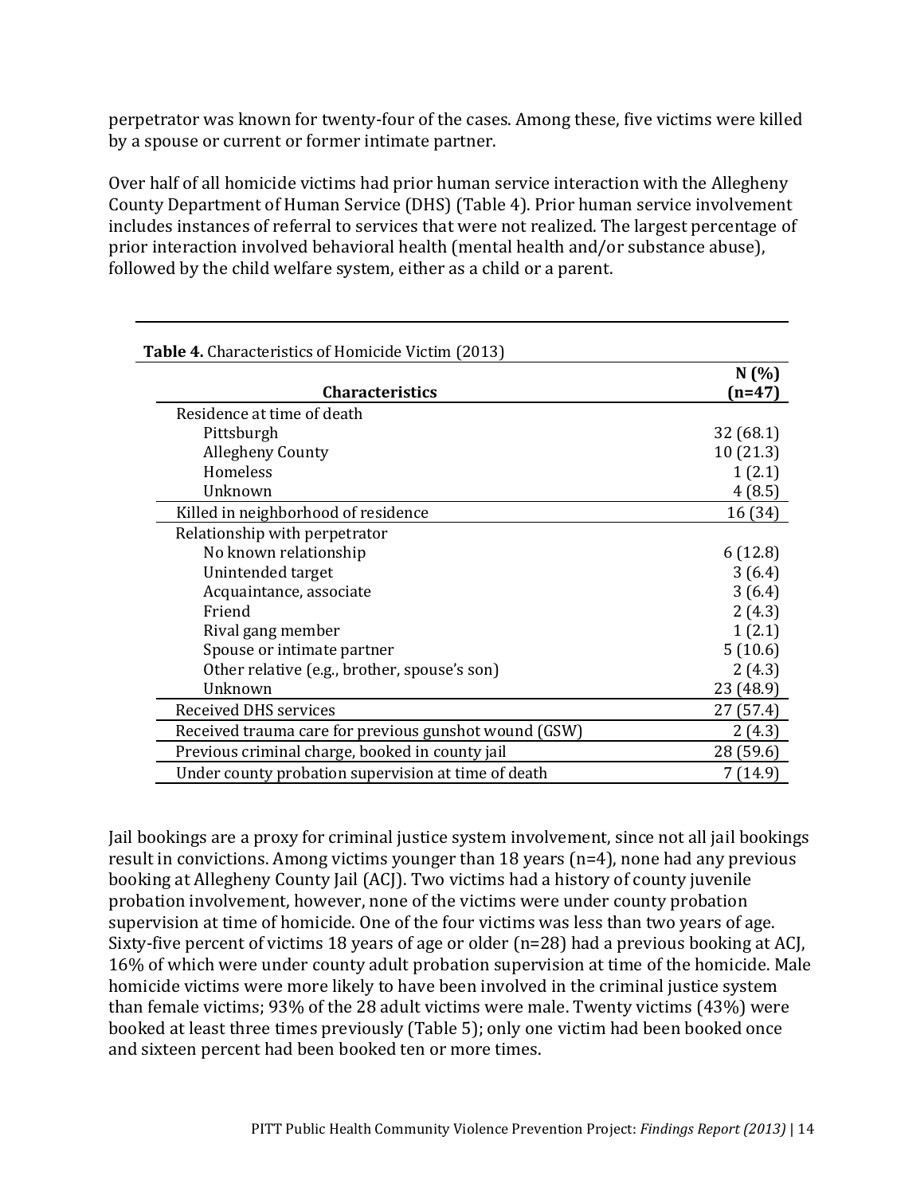perpetrator was known for twenty-four of the cases. Among these, five victims were killed by a spouse or current or former intimate partner.

Over half of all homicide victims had prior human service interaction with the Allegheny County Department of Human Service (DHS) (Table 4). Prior human service involvement includes instances of referral to services that were not realized. The largest percentage of prior interaction involved behavioral health (mental health and/or substance abuse), followed by the child welfare system, either as a child or a parent.

**Table 4.** Characteristics of Homicide Victim (2013)

| Characteristics | N (%) (n=47) |
|---|---|
| Residence at time of death | |
| Pittsburgh | 32 (68.1) |
| Allegheny County | 10 (21.3) |
| Homeless | 1 (2.1) |
| Unknown | 4 (8.5) |
| Killed in neighborhood of residence | 16 (34) |
| Relationship with perpetrator | |
| No known relationship | 6 (12.8) |
| Unintended target | 3 (6.4) |
| Acquaintance, associate | 3 (6.4) |
| Friend | 2 (4.3) |
| Rival gang member | 1 (2.1) |
| Spouse or intimate partner | 5 (10.6) |
| Other relative (e.g., brother, spouse's son) | 2 (4.3) |
| Unknown | 23 (48.9) |
| Received DHS services | 27 (57.4) |
| Received trauma care for previous gunshot wound (GSW) | 2 (4.3) |
| Previous criminal charge, booked in county jail | 28 (59.6) |
| Under county probation supervision at time of death | 7 (14.9) |

Jail bookings are a proxy for criminal justice system involvement, since not all jail bookings result in convictions. Among victims younger than 18 years (n=4), none had any previous booking at Allegheny County Jail (ACJ). Two victims had a history of county juvenile probation involvement, however, none of the victims were under county probation supervision at time of homicide. One of the four victims was less than two years of age. Sixty-five percent of victims 18 years of age or older (n=28) had a previous booking at ACJ, 16% of which were under county adult probation supervision at time of the homicide. Male homicide victims were more likely to have been involved in the criminal justice system than female victims; 93% of the 28 adult victims were male. Twenty victims (43%) were booked at least three times previously (Table 5); only one victim had been booked once and sixteen percent had been booked ten or more times.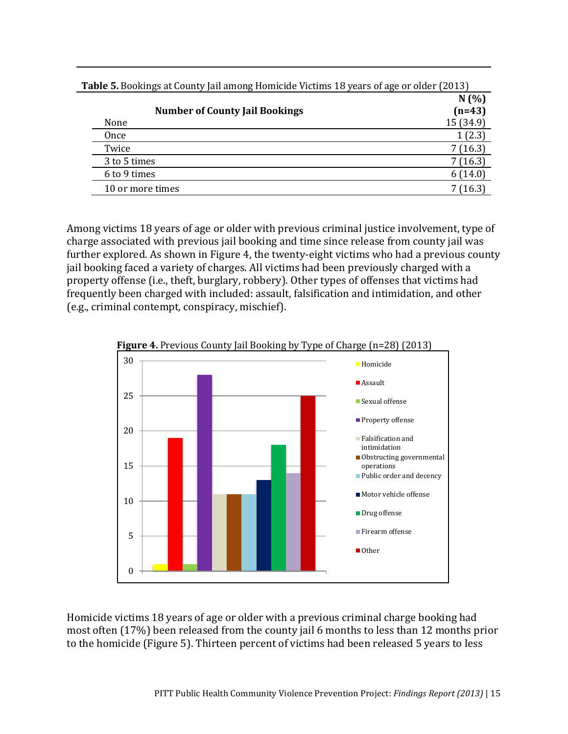**Table 5.** Bookings at County Jail among Homicide Victims 18 years of age or older (2013)

| Number of County Jail Bookings | N (%) (n=43) |
|---|---|
| None | 15 (34.9) |
| Once | 1 (2.3) |
| Twice | 7 (16.3) |
| 3 to 5 times | 7 (16.3) |
| 6 to 9 times | 6 (14.0) |
| 10 or more times | 7 (16.3) |

Among victims 18 years of age or older with previous criminal justice involvement, type of charge associated with previous jail booking and time since release from county jail was further explored. As shown in Figure 4, the twenty-eight victims who had a previous county jail booking faced a variety of charges. All victims had been previously charged with a property offense (i.e., theft, burglary, robbery). Other types of offenses that victims had frequently been charged with included: assault, falsification and intimidation, and other (e.g., criminal contempt, conspiracy, mischief).

**Figure 4.** Previous County Jail Booking by Type of Charge (n=28) (2013)

| Type of Charge | Count |
|---|---|
| Homicide | 1 |
| Assault | 19 |
| Sexual offense | 1 |
| Property offense | 28 |
| Falsification and intimidation | 11 |
| Obstructing governmental operations | 11 |
| Public order and decency | 11 |
| Motor vehicle offense | 13 |
| Drug offense | 18 |
| Firearm offense | 14 |
| Other | 25 |

Homicide victims 18 years of age or older with a previous criminal charge booking had most often (17%) been released from the county jail 6 months to less than 12 months prior to the homicide (Figure 5). Thirteen percent of victims had been released 5 years to less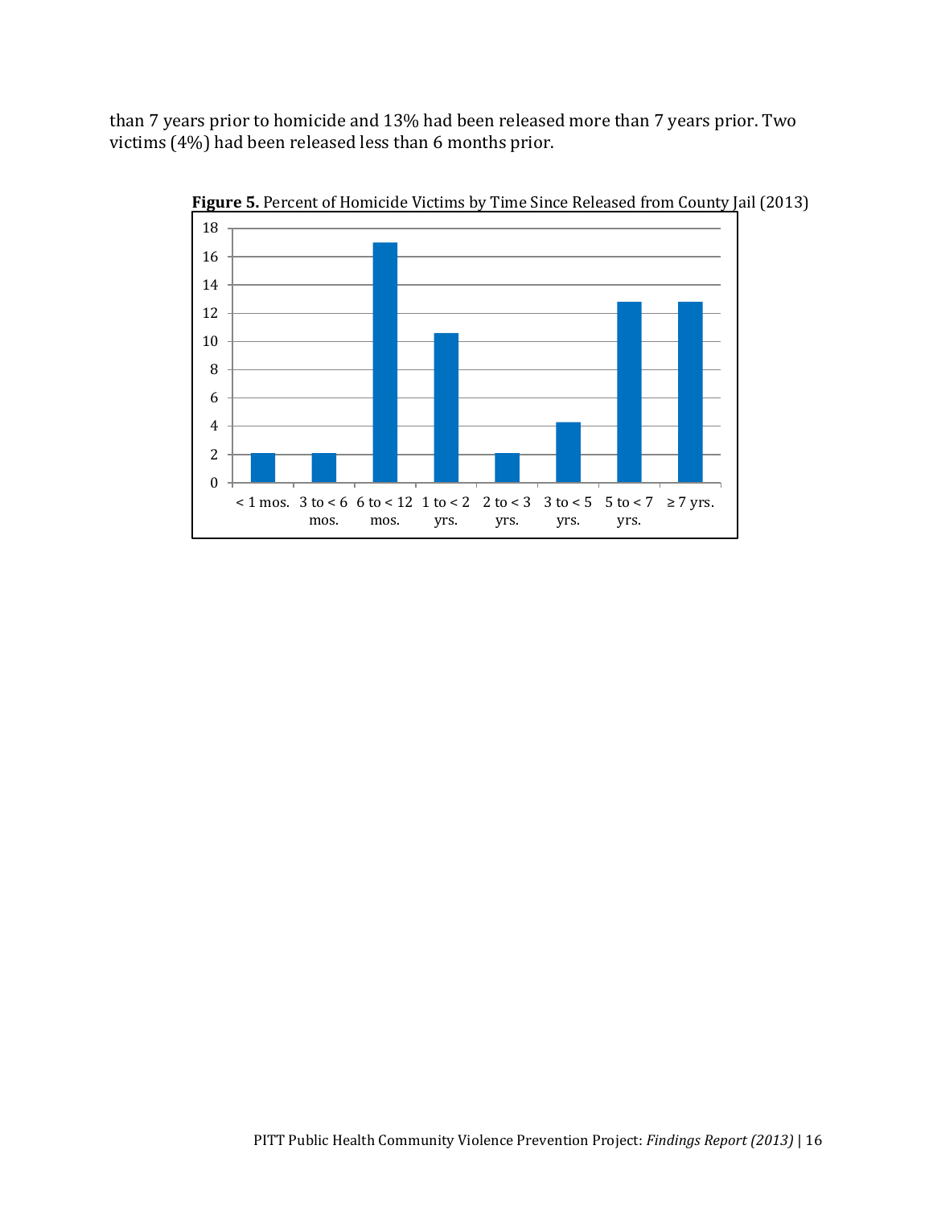than 7 years prior to homicide and 13% had been released more than 7 years prior. Two victims (4%) had been released less than 6 months prior.

**Figure 5.** Percent of Homicide Victims by Time Since Released from County Jail (2013)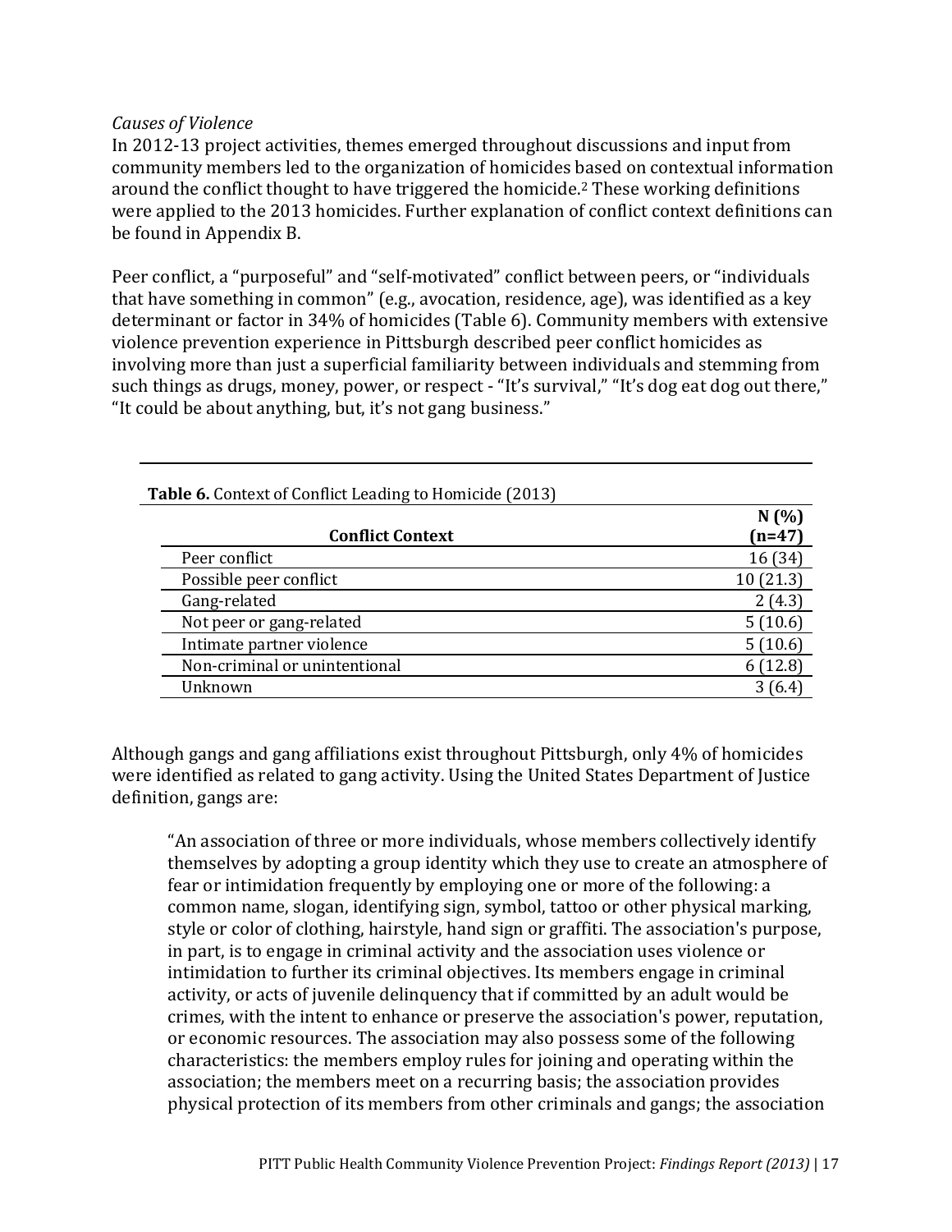*Causes of Violence*

In 2012-13 project activities, themes emerged throughout discussions and input from community members led to the organization of homicides based on contextual information around the conflict thought to have triggered the homicide.[2] These working definitions were applied to the 2013 homicides. Further explanation of conflict context definitions can be found in Appendix B.

Peer conflict, a "purposeful" and "self-motivated" conflict between peers, or "individuals that have something in common" (e.g., avocation, residence, age), was identified as a key determinant or factor in 34% of homicides (Table 6). Community members with extensive violence prevention experience in Pittsburgh described peer conflict homicides as involving more than just a superficial familiarity between individuals and stemming from such things as drugs, money, power, or respect - "It's survival," "It's dog eat dog out there," "It could be about anything, but, it's not gang business."

**Table 6.** Context of Conflict Leading to Homicide (2013)

| Conflict Context | N (%) (n=47) |
|---|---|
| Peer conflict | 16 (34) |
| Possible peer conflict | 10 (21.3) |
| Gang-related | 2 (4.3) |
| Not peer or gang-related | 5 (10.6) |
| Intimate partner violence | 5 (10.6) |
| Non-criminal or unintentional | 6 (12.8) |
| Unknown | 3 (6.4) |

Although gangs and gang affiliations exist throughout Pittsburgh, only 4% of homicides were identified as related to gang activity. Using the United States Department of Justice definition, gangs are:

> "An association of three or more individuals, whose members collectively identify themselves by adopting a group identity which they use to create an atmosphere of fear or intimidation frequently by employing one or more of the following: a common name, slogan, identifying sign, symbol, tattoo or other physical marking, style or color of clothing, hairstyle, hand sign or graffiti. The association's purpose, in part, is to engage in criminal activity and the association uses violence or intimidation to further its criminal objectives. Its members engage in criminal activity, or acts of juvenile delinquency that if committed by an adult would be crimes, with the intent to enhance or preserve the association's power, reputation, or economic resources. The association may also possess some of the following characteristics: the members employ rules for joining and operating within the association; the members meet on a recurring basis; the association provides physical protection of its members from other criminals and gangs; the association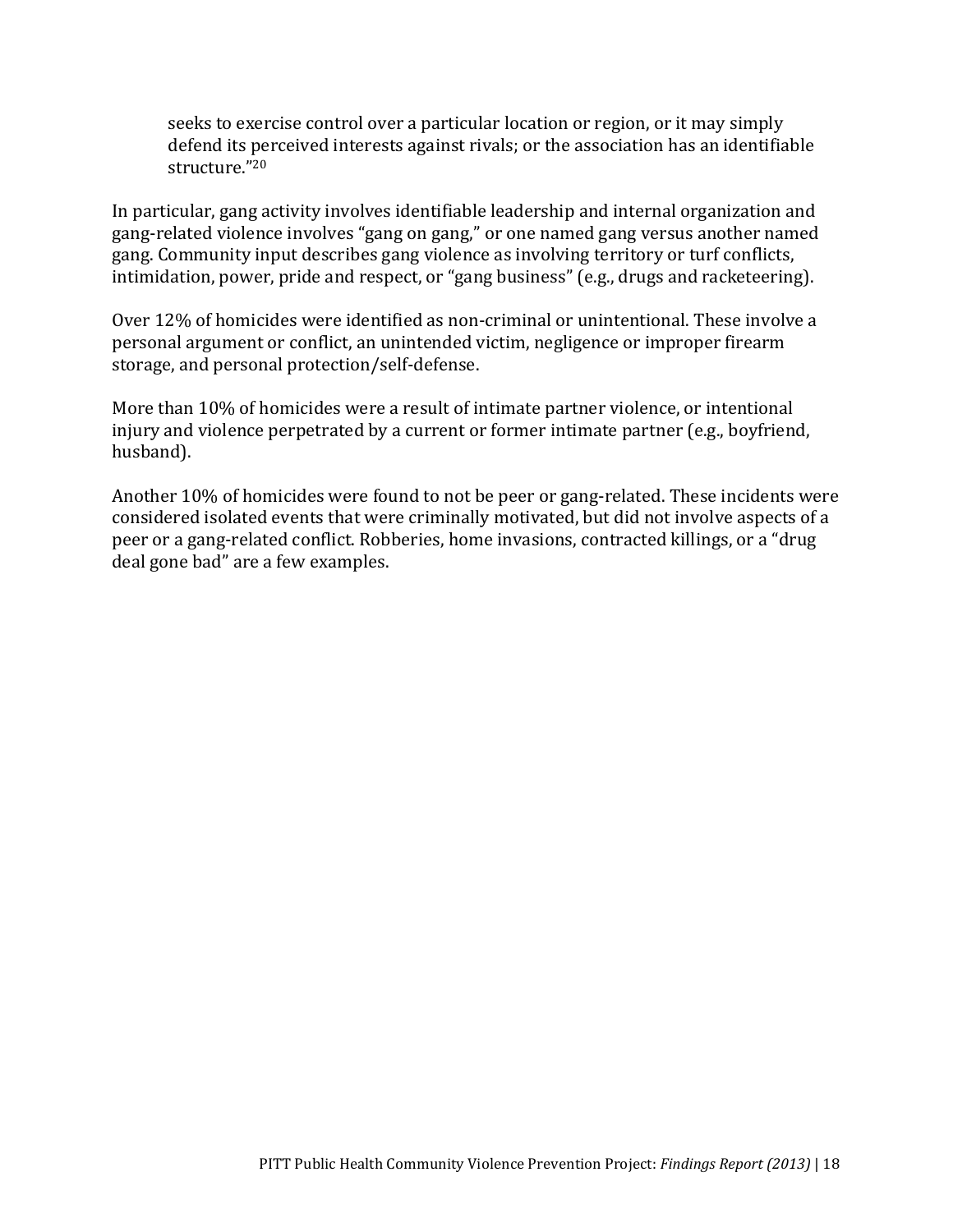> seeks to exercise control over a particular location or region, or it may simply defend its perceived interests against rivals; or the association has an identifiable structure."[20]

In particular, gang activity involves identifiable leadership and internal organization and gang-related violence involves "gang on gang," or one named gang versus another named gang. Community input describes gang violence as involving territory or turf conflicts, intimidation, power, pride and respect, or "gang business" (e.g., drugs and racketeering).

Over 12% of homicides were identified as non-criminal or unintentional. These involve a personal argument or conflict, an unintended victim, negligence or improper firearm storage, and personal protection/self-defense.

More than 10% of homicides were a result of intimate partner violence, or intentional injury and violence perpetrated by a current or former intimate partner (e.g., boyfriend, husband).

Another 10% of homicides were found to not be peer or gang-related. These incidents were considered isolated events that were criminally motivated, but did not involve aspects of a peer or a gang-related conflict. Robberies, home invasions, contracted killings, or a "drug deal gone bad" are a few examples.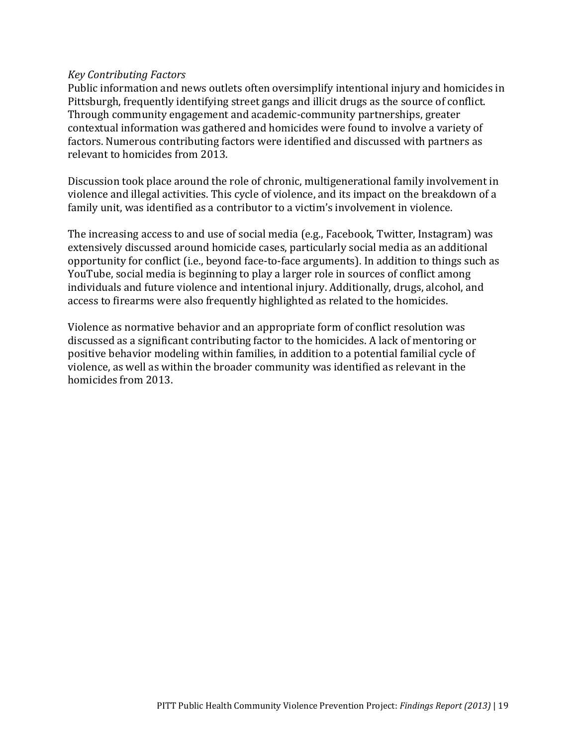*Key Contributing Factors*

Public information and news outlets often oversimplify intentional injury and homicides in Pittsburgh, frequently identifying street gangs and illicit drugs as the source of conflict. Through community engagement and academic-community partnerships, greater contextual information was gathered and homicides were found to involve a variety of factors. Numerous contributing factors were identified and discussed with partners as relevant to homicides from 2013.

Discussion took place around the role of chronic, multigenerational family involvement in violence and illegal activities. This cycle of violence, and its impact on the breakdown of a family unit, was identified as a contributor to a victim's involvement in violence.

The increasing access to and use of social media (e.g., Facebook, Twitter, Instagram) was extensively discussed around homicide cases, particularly social media as an additional opportunity for conflict (i.e., beyond face-to-face arguments). In addition to things such as YouTube, social media is beginning to play a larger role in sources of conflict among individuals and future violence and intentional injury. Additionally, drugs, alcohol, and access to firearms were also frequently highlighted as related to the homicides.

Violence as normative behavior and an appropriate form of conflict resolution was discussed as a significant contributing factor to the homicides. A lack of mentoring or positive behavior modeling within families, in addition to a potential familial cycle of violence, as well as within the broader community was identified as relevant in the homicides from 2013.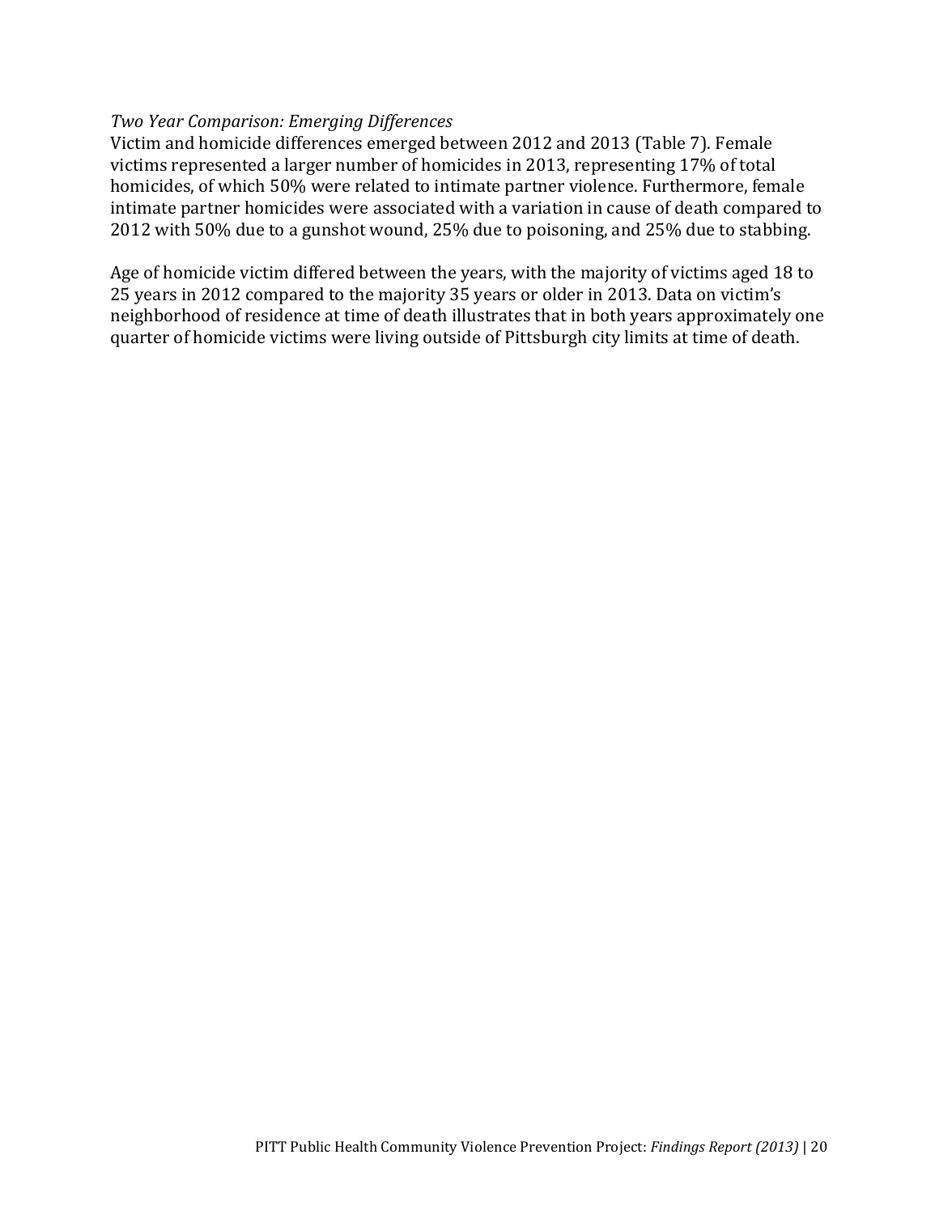*Two Year Comparison: Emerging Differences*

Victim and homicide differences emerged between 2012 and 2013 (Table 7). Female victims represented a larger number of homicides in 2013, representing 17% of total homicides, of which 50% were related to intimate partner violence. Furthermore, female intimate partner homicides were associated with a variation in cause of death compared to 2012 with 50% due to a gunshot wound, 25% due to poisoning, and 25% due to stabbing.

Age of homicide victim differed between the years, with the majority of victims aged 18 to 25 years in 2012 compared to the majority 35 years or older in 2013. Data on victim's neighborhood of residence at time of death illustrates that in both years approximately one quarter of homicide victims were living outside of Pittsburgh city limits at time of death.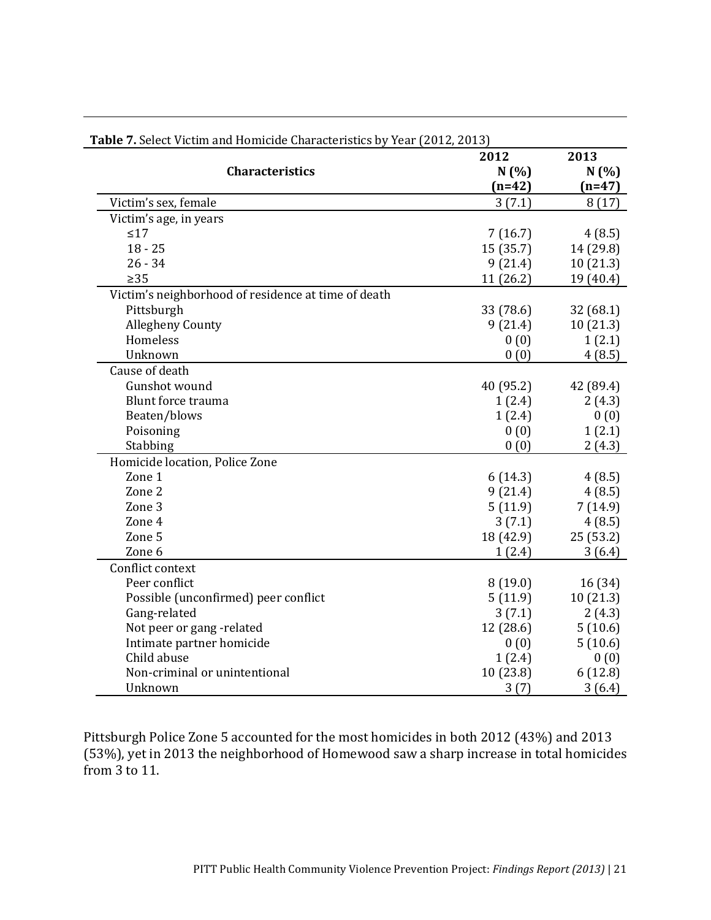**Table 7.** Select Victim and Homicide Characteristics by Year (2012, 2013)

| Characteristics | 2012 N (%) (n=42) | 2013 N (%) (n=47) |
|---|---|---|
| Victim's sex, female | 3 (7.1) | 8 (17) |
| Victim's age, in years | | |
| ≤17 | 7 (16.7) | 4 (8.5) |
| 18 - 25 | 15 (35.7) | 14 (29.8) |
| 26 - 34 | 9 (21.4) | 10 (21.3) |
| ≥35 | 11 (26.2) | 19 (40.4) |
| Victim's neighborhood of residence at time of death | | |
| Pittsburgh | 33 (78.6) | 32 (68.1) |
| Allegheny County | 9 (21.4) | 10 (21.3) |
| Homeless | 0 (0) | 1 (2.1) |
| Unknown | 0 (0) | 4 (8.5) |
| Cause of death | | |
| Gunshot wound | 40 (95.2) | 42 (89.4) |
| Blunt force trauma | 1 (2.4) | 2 (4.3) |
| Beaten/blows | 1 (2.4) | 0 (0) |
| Poisoning | 0 (0) | 1 (2.1) |
| Stabbing | 0 (0) | 2 (4.3) |
| Homicide location, Police Zone | | |
| Zone 1 | 6 (14.3) | 4 (8.5) |
| Zone 2 | 9 (21.4) | 4 (8.5) |
| Zone 3 | 5 (11.9) | 7 (14.9) |
| Zone 4 | 3 (7.1) | 4 (8.5) |
| Zone 5 | 18 (42.9) | 25 (53.2) |
| Zone 6 | 1 (2.4) | 3 (6.4) |
| Conflict context | | |
| Peer conflict | 8 (19.0) | 16 (34) |
| Possible (unconfirmed) peer conflict | 5 (11.9) | 10 (21.3) |
| Gang-related | 3 (7.1) | 2 (4.3) |
| Not peer or gang -related | 12 (28.6) | 5 (10.6) |
| Intimate partner homicide | 0 (0) | 5 (10.6) |
| Child abuse | 1 (2.4) | 0 (0) |
| Non-criminal or unintentional | 10 (23.8) | 6 (12.8) |
| Unknown | 3 (7) | 3 (6.4) |

Pittsburgh Police Zone 5 accounted for the most homicides in both 2012 (43%) and 2013 (53%), yet in 2013 the neighborhood of Homewood saw a sharp increase in total homicides from 3 to 11.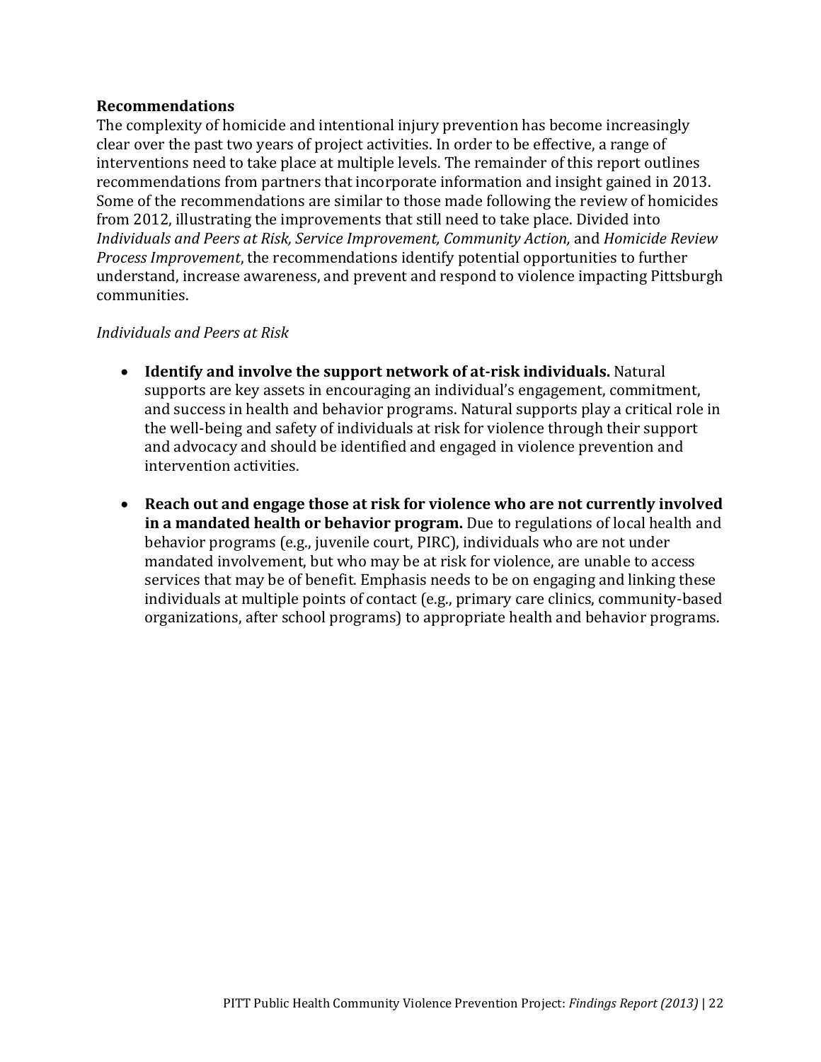## Recommendations

The complexity of homicide and intentional injury prevention has become increasingly clear over the past two years of project activities. In order to be effective, a range of interventions need to take place at multiple levels. The remainder of this report outlines recommendations from partners that incorporate information and insight gained in 2013. Some of the recommendations are similar to those made following the review of homicides from 2012, illustrating the improvements that still need to take place. Divided into *Individuals and Peers at Risk, Service Improvement, Community Action,* and *Homicide Review Process Improvement*, the recommendations identify potential opportunities to further understand, increase awareness, and prevent and respond to violence impacting Pittsburgh communities.

*Individuals and Peers at Risk*

- **Identify and involve the support network of at-risk individuals.** Natural supports are key assets in encouraging an individual's engagement, commitment, and success in health and behavior programs. Natural supports play a critical role in the well-being and safety of individuals at risk for violence through their support and advocacy and should be identified and engaged in violence prevention and intervention activities.

- **Reach out and engage those at risk for violence who are not currently involved in a mandated health or behavior program.** Due to regulations of local health and behavior programs (e.g., juvenile court, PIRC), individuals who are not under mandated involvement, but who may be at risk for violence, are unable to access services that may be of benefit. Emphasis needs to be on engaging and linking these individuals at multiple points of contact (e.g., primary care clinics, community-based organizations, after school programs) to appropriate health and behavior programs.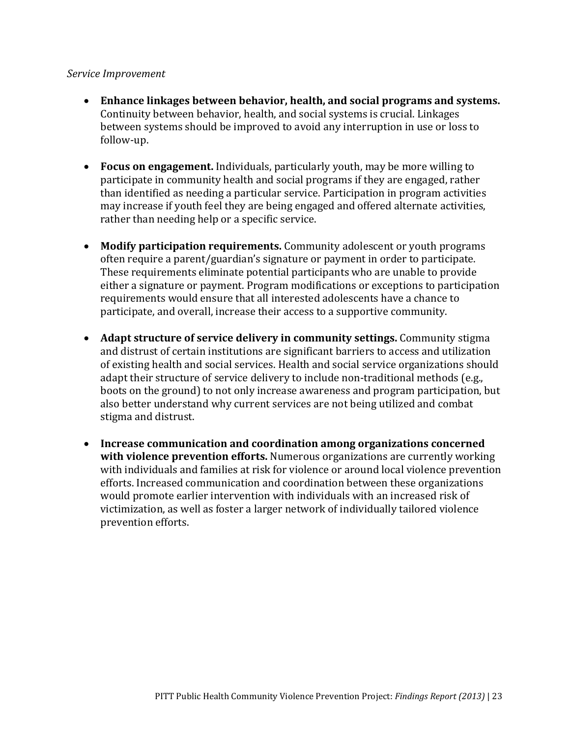*Service Improvement*

- **Enhance linkages between behavior, health, and social programs and systems.** Continuity between behavior, health, and social systems is crucial. Linkages between systems should be improved to avoid any interruption in use or loss to follow-up.

- **Focus on engagement.** Individuals, particularly youth, may be more willing to participate in community health and social programs if they are engaged, rather than identified as needing a particular service. Participation in program activities may increase if youth feel they are being engaged and offered alternate activities, rather than needing help or a specific service.

- **Modify participation requirements.** Community adolescent or youth programs often require a parent/guardian's signature or payment in order to participate. These requirements eliminate potential participants who are unable to provide either a signature or payment. Program modifications or exceptions to participation requirements would ensure that all interested adolescents have a chance to participate, and overall, increase their access to a supportive community.

- **Adapt structure of service delivery in community settings.** Community stigma and distrust of certain institutions are significant barriers to access and utilization of existing health and social services. Health and social service organizations should adapt their structure of service delivery to include non-traditional methods (e.g., boots on the ground) to not only increase awareness and program participation, but also better understand why current services are not being utilized and combat stigma and distrust.

- **Increase communication and coordination among organizations concerned with violence prevention efforts.** Numerous organizations are currently working with individuals and families at risk for violence or around local violence prevention efforts. Increased communication and coordination between these organizations would promote earlier intervention with individuals with an increased risk of victimization, as well as foster a larger network of individually tailored violence prevention efforts.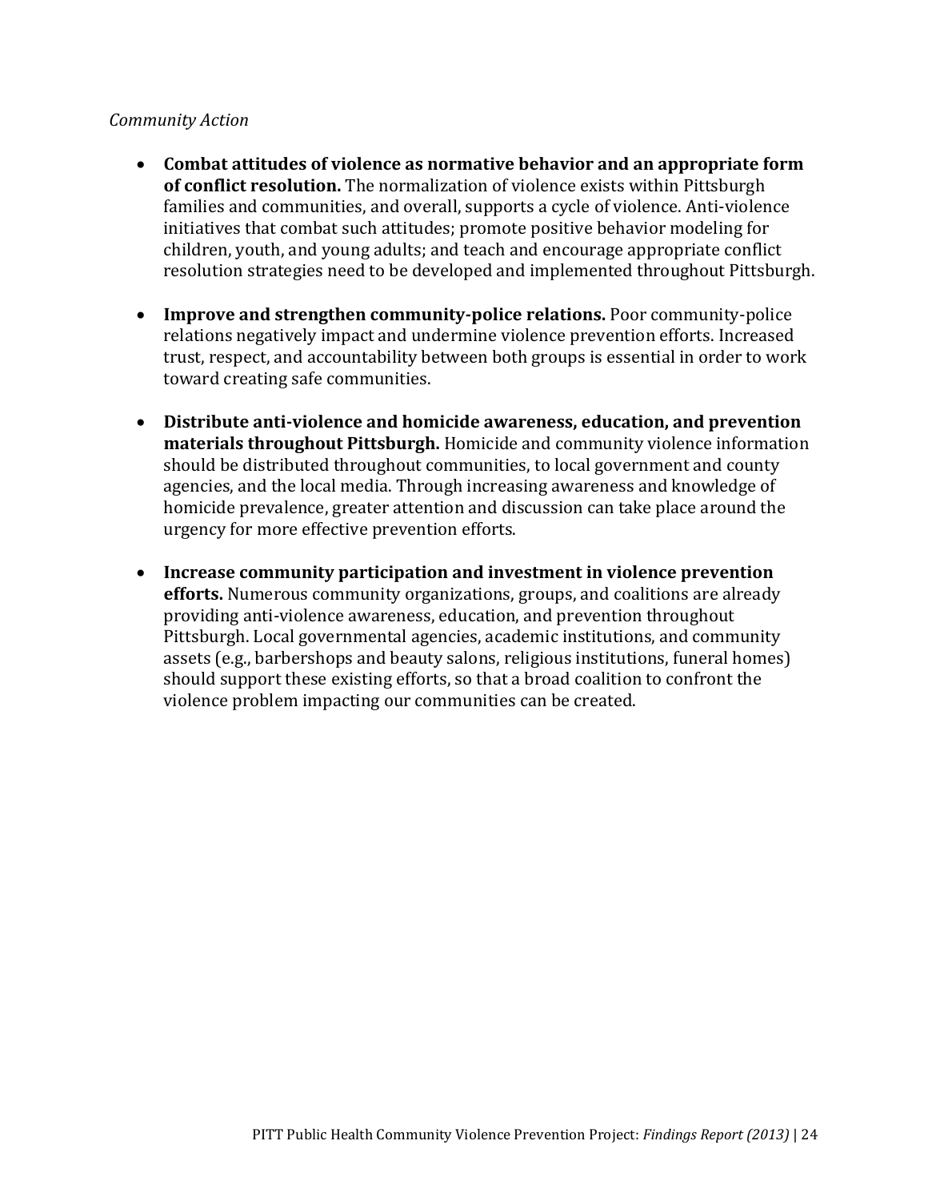*Community Action*

- **Combat attitudes of violence as normative behavior and an appropriate form of conflict resolution.** The normalization of violence exists within Pittsburgh families and communities, and overall, supports a cycle of violence. Anti-violence initiatives that combat such attitudes; promote positive behavior modeling for children, youth, and young adults; and teach and encourage appropriate conflict resolution strategies need to be developed and implemented throughout Pittsburgh.

- **Improve and strengthen community-police relations.** Poor community-police relations negatively impact and undermine violence prevention efforts. Increased trust, respect, and accountability between both groups is essential in order to work toward creating safe communities.

- **Distribute anti-violence and homicide awareness, education, and prevention materials throughout Pittsburgh.** Homicide and community violence information should be distributed throughout communities, to local government and county agencies, and the local media. Through increasing awareness and knowledge of homicide prevalence, greater attention and discussion can take place around the urgency for more effective prevention efforts.

- **Increase community participation and investment in violence prevention efforts.** Numerous community organizations, groups, and coalitions are already providing anti-violence awareness, education, and prevention throughout Pittsburgh. Local governmental agencies, academic institutions, and community assets (e.g., barbershops and beauty salons, religious institutions, funeral homes) should support these existing efforts, so that a broad coalition to confront the violence problem impacting our communities can be created.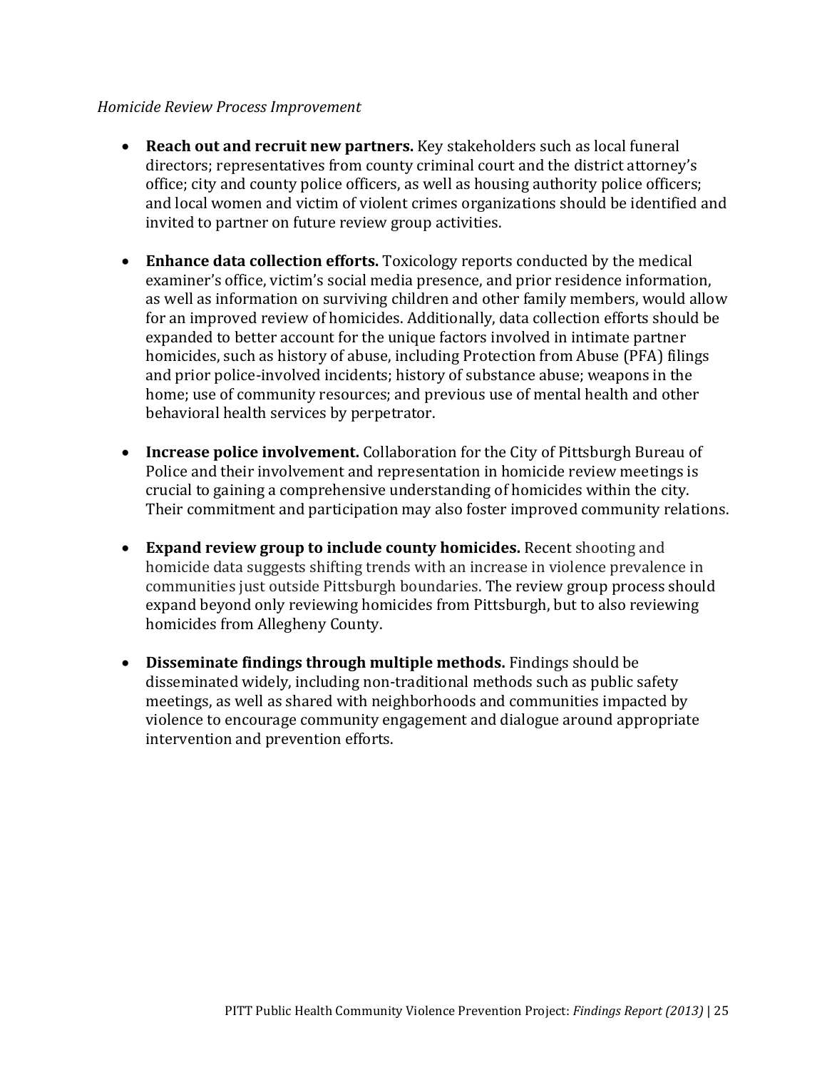*Homicide Review Process Improvement*

- **Reach out and recruit new partners.** Key stakeholders such as local funeral directors; representatives from county criminal court and the district attorney's office; city and county police officers, as well as housing authority police officers; and local women and victim of violent crimes organizations should be identified and invited to partner on future review group activities.

- **Enhance data collection efforts.** Toxicology reports conducted by the medical examiner's office, victim's social media presence, and prior residence information, as well as information on surviving children and other family members, would allow for an improved review of homicides. Additionally, data collection efforts should be expanded to better account for the unique factors involved in intimate partner homicides, such as history of abuse, including Protection from Abuse (PFA) filings and prior police-involved incidents; history of substance abuse; weapons in the home; use of community resources; and previous use of mental health and other behavioral health services by perpetrator.

- **Increase police involvement.** Collaboration for the City of Pittsburgh Bureau of Police and their involvement and representation in homicide review meetings is crucial to gaining a comprehensive understanding of homicides within the city. Their commitment and participation may also foster improved community relations.

- **Expand review group to include county homicides.** Recent shooting and homicide data suggests shifting trends with an increase in violence prevalence in communities just outside Pittsburgh boundaries. The review group process should expand beyond only reviewing homicides from Pittsburgh, but to also reviewing homicides from Allegheny County.

- **Disseminate findings through multiple methods.** Findings should be disseminated widely, including non-traditional methods such as public safety meetings, as well as shared with neighborhoods and communities impacted by violence to encourage community engagement and dialogue around appropriate intervention and prevention efforts.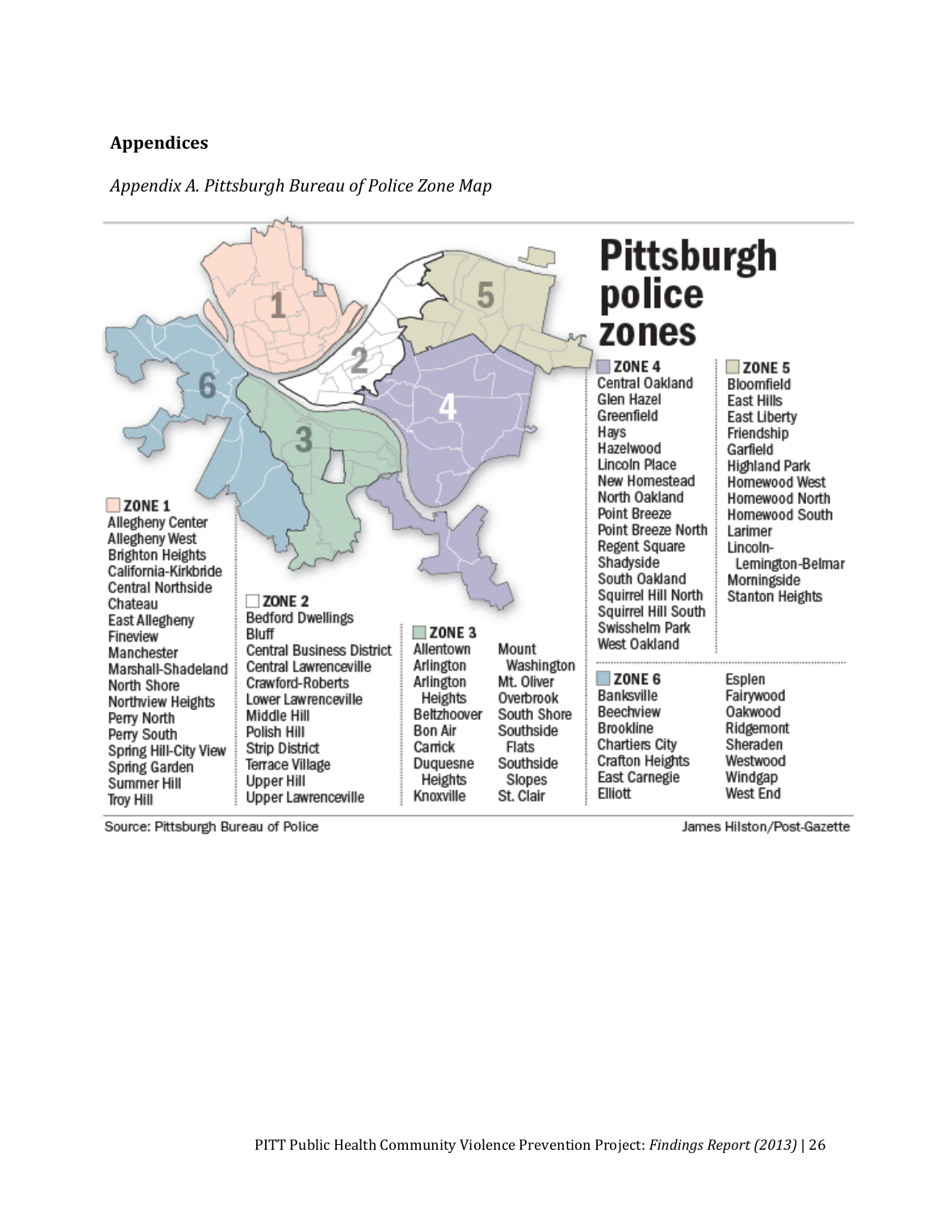## Appendices

*Appendix A. Pittsburgh Bureau of Police Zone Map*

# Pittsburgh police zones

**ZONE 1**
Allegheny Center
Allegheny West
Brighton Heights
California-Kirkbride
Central Northside
Chateau
East Allegheny
Fineview
Manchester
Marshall-Shadeland
North Shore
Northview Heights
Perry North
Perry South
Spring Hill-City View
Spring Garden
Summer Hill
Troy Hill

**ZONE 2**
Bedford Dwellings
Bluff
Central Business District
Central Lawrenceville
Crawford-Roberts
Lower Lawrenceville
Middle Hill
Polish Hill
Strip District
Terrace Village
Upper Hill
Upper Lawrenceville

**ZONE 3**
Allentown
Arlington
Arlington Heights
Beltzhoover
Bon Air
Carrick
Duquesne Heights
Knoxville
Mount Washington
Mt. Oliver
Overbrook
South Shore
Southside Flats
Southside Slopes
St. Clair

**ZONE 4**
Central Oakland
Glen Hazel
Greenfield
Hays
Hazelwood
Lincoln Place
New Homestead
North Oakland
Point Breeze
Point Breeze North
Regent Square
Shadyside
South Oakland
Squirrel Hill North
Squirrel Hill South
Swisshelm Park
West Oakland

**ZONE 5**
Bloomfield
East Hills
East Liberty
Friendship
Garfield
Highland Park
Homewood West
Homewood North
Homewood South
Larimer
Lincoln-Lemington-Belmar
Morningside
Stanton Heights

**ZONE 6**
Banksville
Beechview
Brookline
Chartiers City
Crafton Heights
East Carnegie
Elliott
Esplen
Fairywood
Oakwood
Ridgemont
Sheraden
Westwood
Windgap
West End

Source: Pittsburgh Bureau of Police

James Hilston/Post-Gazette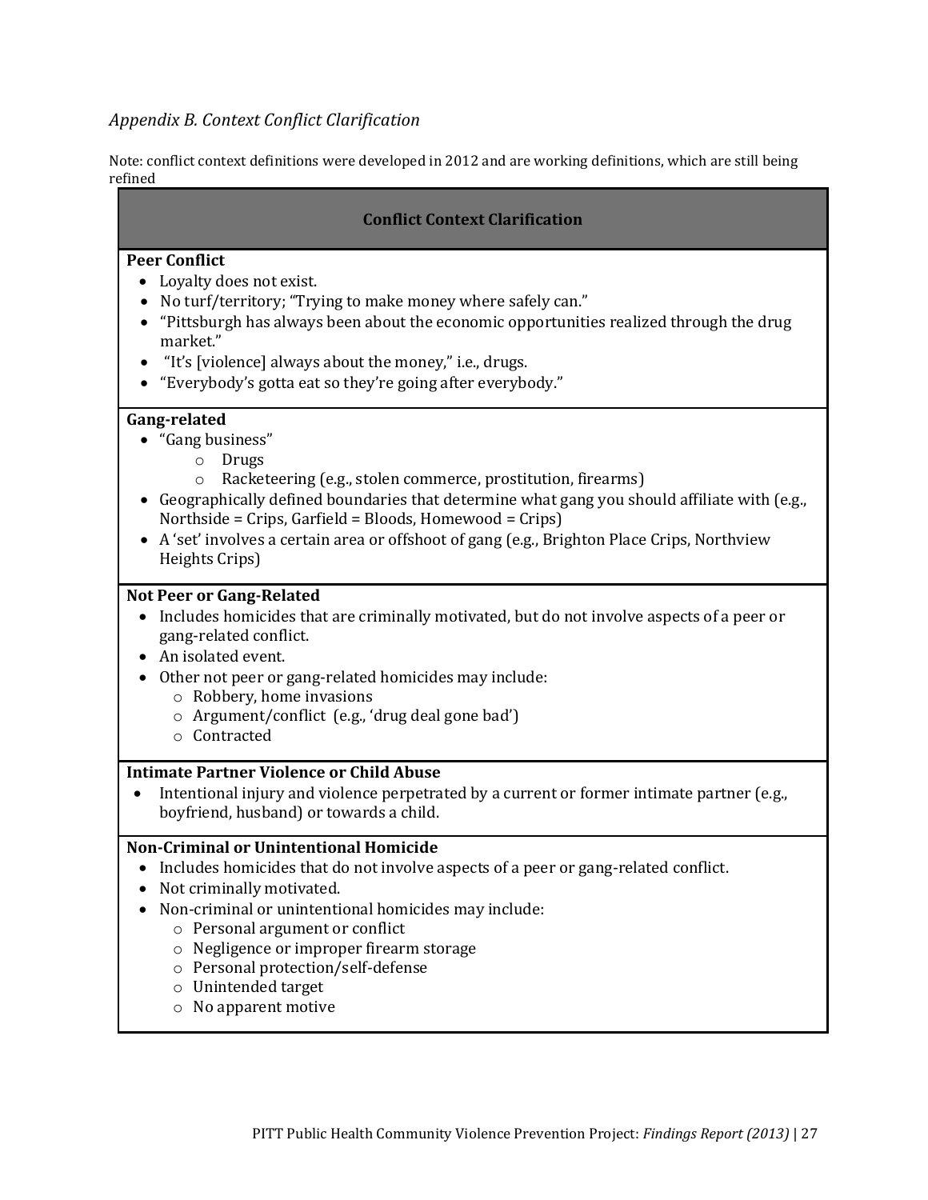*Appendix B. Context Conflict Clarification*

Note: conflict context definitions were developed in 2012 and are working definitions, which are still being refined

| **Conflict Context Clarification** |
|---|
| **Peer Conflict**<br>• Loyalty does not exist.<br>• No turf/territory; "Trying to make money where safely can."<br>• "Pittsburgh has always been about the economic opportunities realized through the drug market."<br>• "It's [violence] always about the money," i.e., drugs.<br>• "Everybody's gotta eat so they're going after everybody." |
| **Gang-related**<br>• "Gang business"<br>&nbsp;&nbsp;&nbsp;&nbsp;o Drugs<br>&nbsp;&nbsp;&nbsp;&nbsp;o Racketeering (e.g., stolen commerce, prostitution, firearms)<br>• Geographically defined boundaries that determine what gang you should affiliate with (e.g., Northside = Crips, Garfield = Bloods, Homewood = Crips)<br>• A 'set' involves a certain area or offshoot of gang (e.g., Brighton Place Crips, Northview Heights Crips) |
| **Not Peer or Gang-Related**<br>• Includes homicides that are criminally motivated, but do not involve aspects of a peer or gang-related conflict.<br>• An isolated event.<br>• Other not peer or gang-related homicides may include:<br>&nbsp;&nbsp;&nbsp;&nbsp;o Robbery, home invasions<br>&nbsp;&nbsp;&nbsp;&nbsp;o Argument/conflict (e.g., 'drug deal gone bad')<br>&nbsp;&nbsp;&nbsp;&nbsp;o Contracted |
| **Intimate Partner Violence or Child Abuse**<br>• Intentional injury and violence perpetrated by a current or former intimate partner (e.g., boyfriend, husband) or towards a child. |
| **Non-Criminal or Unintentional Homicide**<br>• Includes homicides that do not involve aspects of a peer or gang-related conflict.<br>• Not criminally motivated.<br>• Non-criminal or unintentional homicides may include:<br>&nbsp;&nbsp;&nbsp;&nbsp;o Personal argument or conflict<br>&nbsp;&nbsp;&nbsp;&nbsp;o Negligence or improper firearm storage<br>&nbsp;&nbsp;&nbsp;&nbsp;o Personal protection/self-defense<br>&nbsp;&nbsp;&nbsp;&nbsp;o Unintended target<br>&nbsp;&nbsp;&nbsp;&nbsp;o No apparent motive |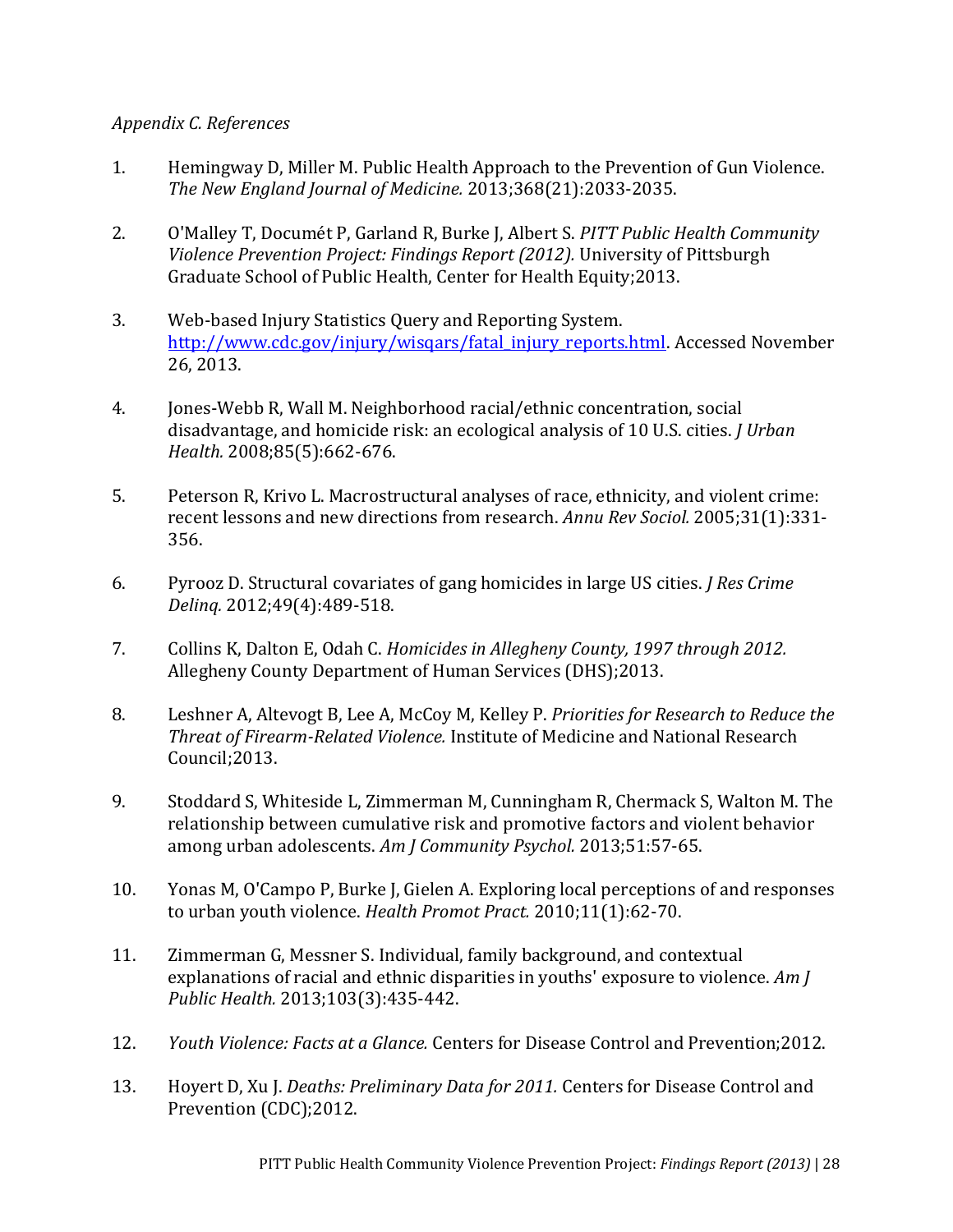*Appendix C. References*

1. Hemingway D, Miller M. Public Health Approach to the Prevention of Gun Violence. *The New England Journal of Medicine.* 2013;368(21):2033-2035.

2. O'Malley T, Documét P, Garland R, Burke J, Albert S. *PITT Public Health Community Violence Prevention Project: Findings Report (2012).* University of Pittsburgh Graduate School of Public Health, Center for Health Equity;2013.

3. Web-based Injury Statistics Query and Reporting System. http://www.cdc.gov/injury/wisqars/fatal_injury_reports.html. Accessed November 26, 2013.

4. Jones-Webb R, Wall M. Neighborhood racial/ethnic concentration, social disadvantage, and homicide risk: an ecological analysis of 10 U.S. cities. *J Urban Health.* 2008;85(5):662-676.

5. Peterson R, Krivo L. Macrostructural analyses of race, ethnicity, and violent crime: recent lessons and new directions from research. *Annu Rev Sociol.* 2005;31(1):331-356.

6. Pyrooz D. Structural covariates of gang homicides in large US cities. *J Res Crime Delinq.* 2012;49(4):489-518.

7. Collins K, Dalton E, Odah C. *Homicides in Allegheny County, 1997 through 2012.* Allegheny County Department of Human Services (DHS);2013.

8. Leshner A, Altevogt B, Lee A, McCoy M, Kelley P. *Priorities for Research to Reduce the Threat of Firearm-Related Violence.* Institute of Medicine and National Research Council;2013.

9. Stoddard S, Whiteside L, Zimmerman M, Cunningham R, Chermack S, Walton M. The relationship between cumulative risk and promotive factors and violent behavior among urban adolescents. *Am J Community Psychol.* 2013;51:57-65.

10. Yonas M, O'Campo P, Burke J, Gielen A. Exploring local perceptions of and responses to urban youth violence. *Health Promot Pract.* 2010;11(1):62-70.

11. Zimmerman G, Messner S. Individual, family background, and contextual explanations of racial and ethnic disparities in youths' exposure to violence. *Am J Public Health.* 2013;103(3):435-442.

12. *Youth Violence: Facts at a Glance.* Centers for Disease Control and Prevention;2012.

13. Hoyert D, Xu J. *Deaths: Preliminary Data for 2011.* Centers for Disease Control and Prevention (CDC);2012.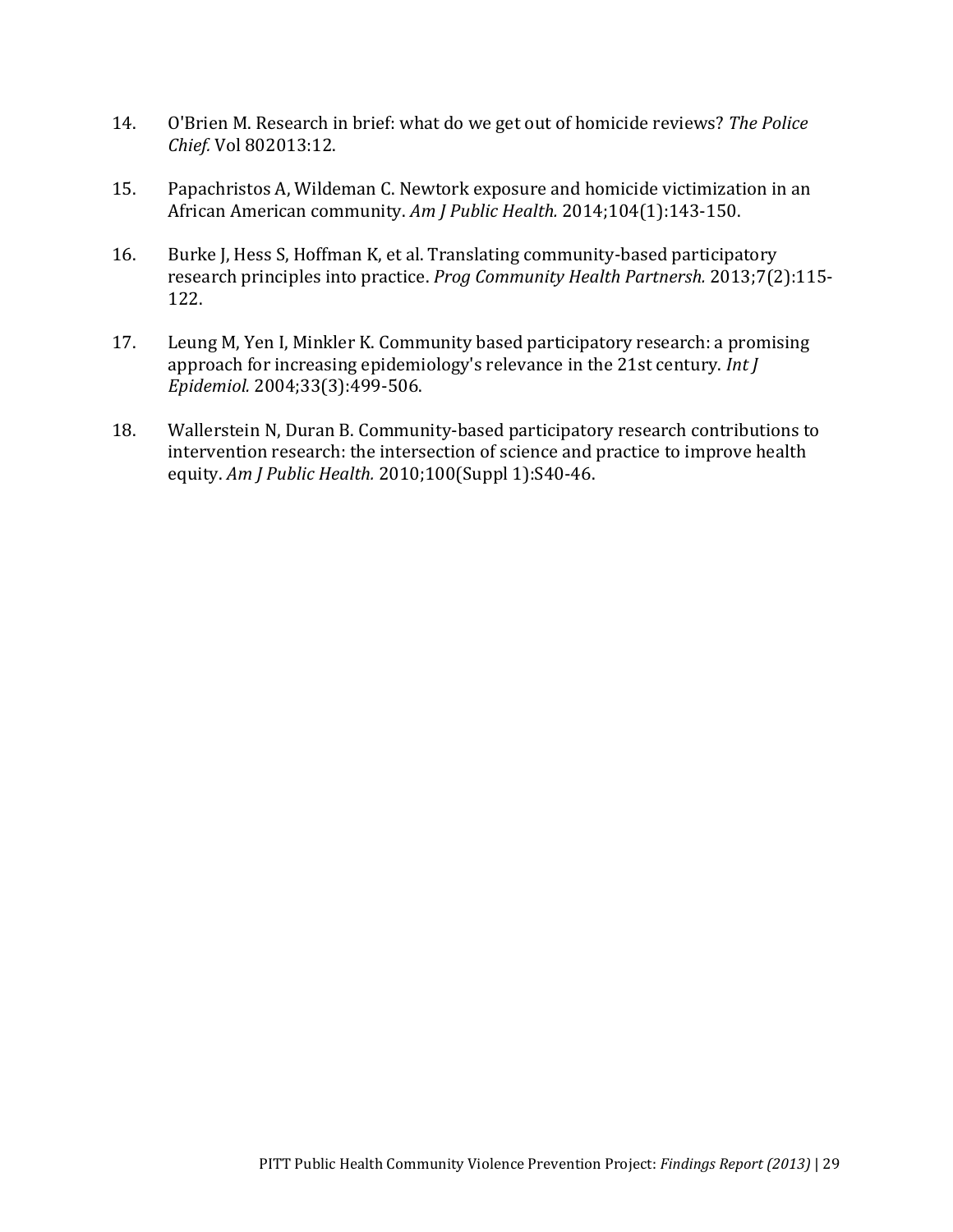14. O'Brien M. Research in brief: what do we get out of homicide reviews? *The Police Chief.* Vol 802013:12.

15. Papachristos A, Wildeman C. Newtork exposure and homicide victimization in an African American community. *Am J Public Health.* 2014;104(1):143-150.

16. Burke J, Hess S, Hoffman K, et al. Translating community-based participatory research principles into practice. *Prog Community Health Partnersh.* 2013;7(2):115-122.

17. Leung M, Yen I, Minkler K. Community based participatory research: a promising approach for increasing epidemiology's relevance in the 21st century. *Int J Epidemiol.* 2004;33(3):499-506.

18. Wallerstein N, Duran B. Community-based participatory research contributions to intervention research: the intersection of science and practice to improve health equity. *Am J Public Health.* 2010;100(Suppl 1):S40-46.